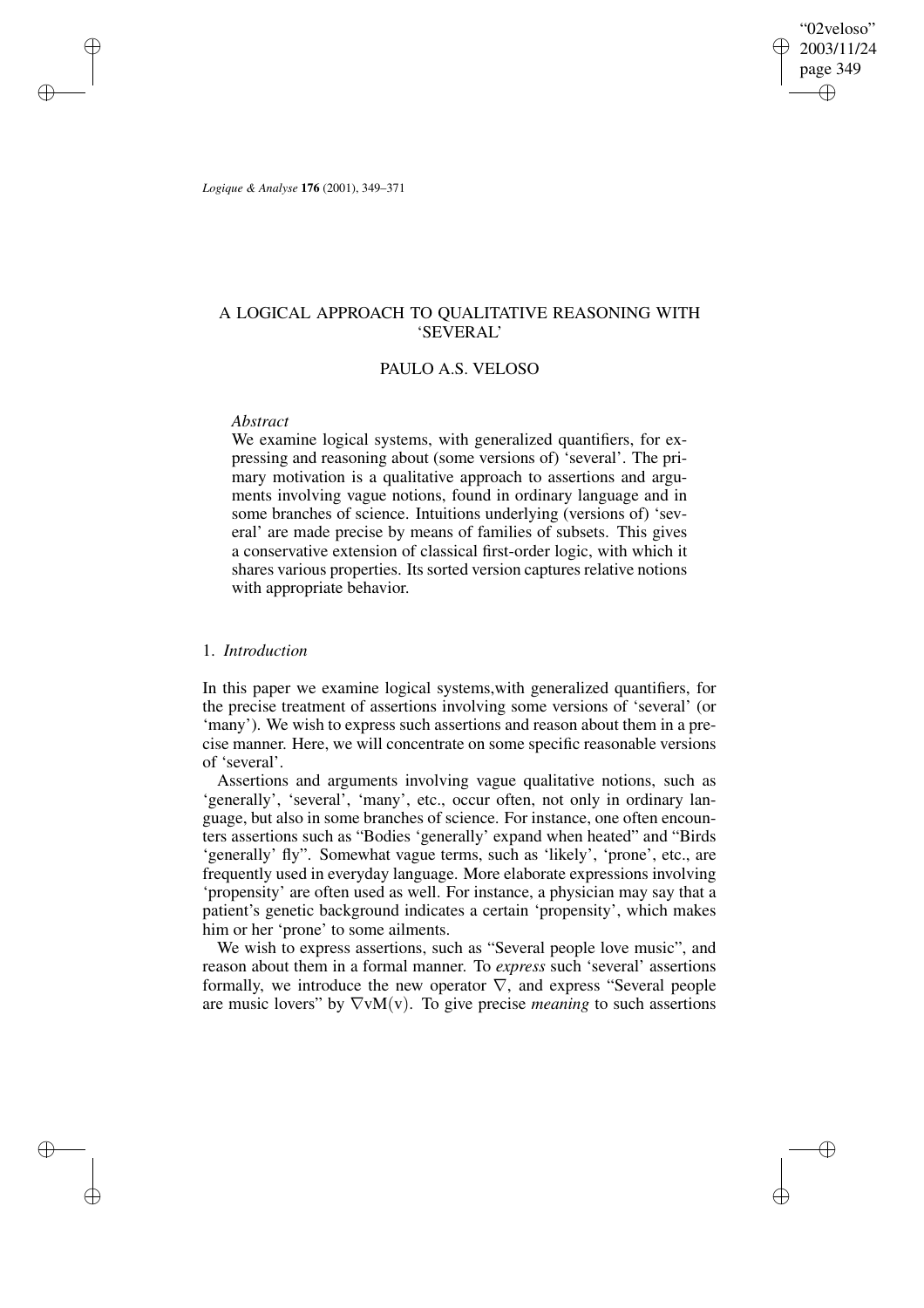# A LOGICAL APPROACH TO QUALITATIVE REASONING WITH 'SEVERAL'

## PAULO A.S. VELOSO

*Abstract*

We examine logical systems, with generalized quantifiers, for expressing and reasoning about (some versions of) 'several'. The primary motivation is a qualitative approach to assertions and arguments involving vague notions, found in ordinary language and in some branches of science. Intuitions underlying (versions of) 'several' are made precise by means of families of subsets. This gives a conservative extension of classical first-order logic, with which it shares various properties. Its sorted version captures relative notions with appropriate behavior.

## 1. *Introduction*

In this paper we examine logical systems,with generalized quantifiers, for the precise treatment of assertions involving some versions of 'several' (or 'many'). We wish to express such assertions and reason about them in a precise manner. Here, we will concentrate on some specific reasonable versions of 'several'.

Assertions and arguments involving vague qualitative notions, such as 'generally', 'several', 'many', etc., occur often, not only in ordinary language, but also in some branches of science. For instance, one often encounters assertions such as "Bodies 'generally' expand when heated" and "Birds 'generally' fly". Somewhat vague terms, such as 'likely', 'prone', etc., are frequently used in everyday language. More elaborate expressions involving 'propensity' are often used as well. For instance, a physician may say that a patient's genetic background indicates a certain 'propensity', which makes him or her 'prone' to some ailments.

We wish to express assertions, such as "Several people love music", and reason about them in a formal manner. To *express* such 'several' assertions formally, we introduce the new operator $\nabla$, and express "Several people are music lovers" by $\nabla \mathrm{v} \mathrm{M}(\mathrm{v})$. To give precise *meaning* to such assertions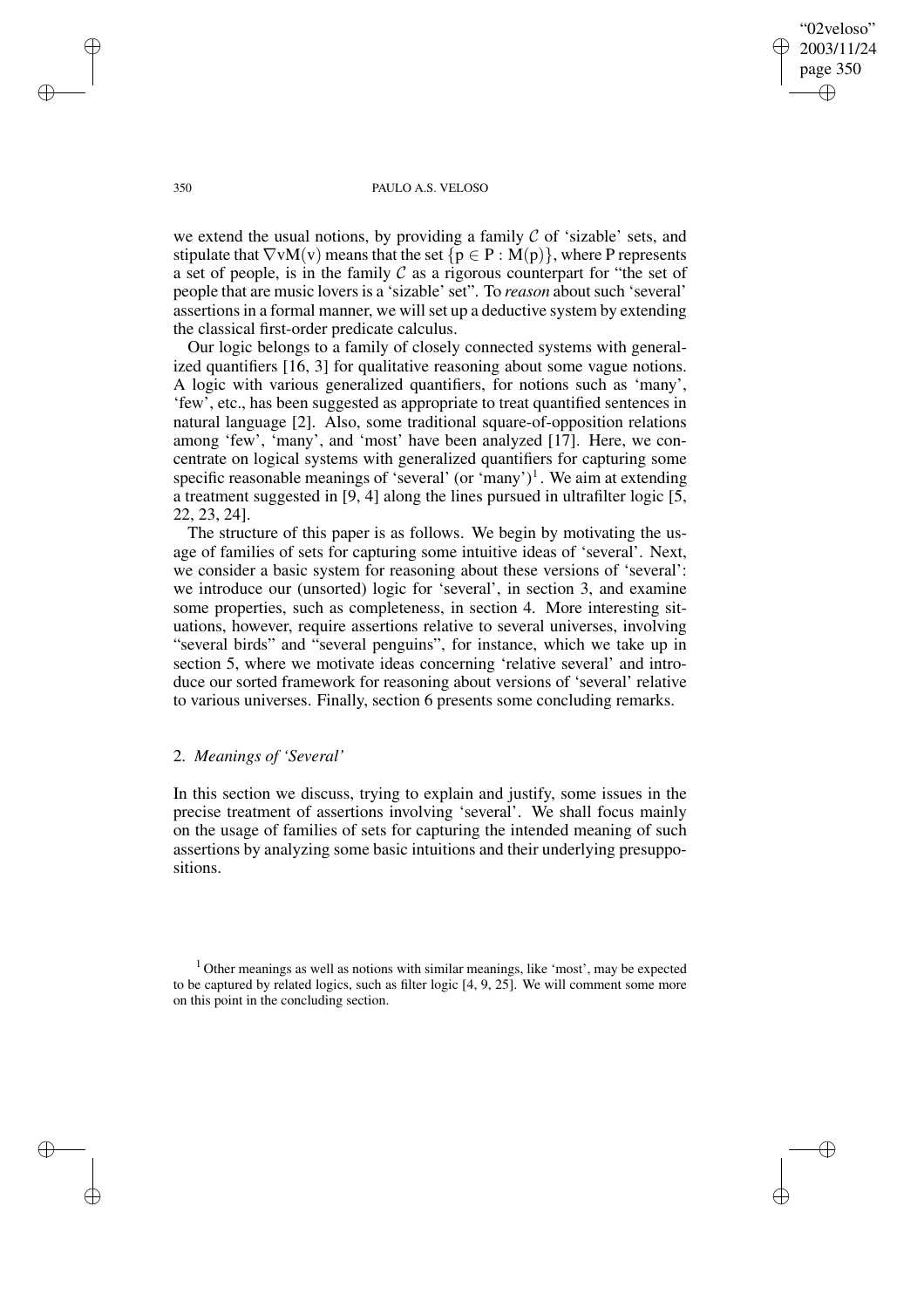we extend the usual notions, by providing a family $\mathcal{C}$ of 'sizable' sets, and stipulate that $\nabla v M(v)$ means that the set $\{p \in P : M(p)\}$, where P represents a set of people, is in the family $\mathcal{C}$ as a rigorous counterpart for "the set of people that are music lovers is a 'sizable' set". To *reason* about such 'several' assertions in a formal manner, we will set up a deductive system by extending the classical first-order predicate calculus.

Our logic belongs to a family of closely connected systems with generalized quantifiers [16, 3] for qualitative reasoning about some vague notions. A logic with various generalized quantifiers, for notions such as 'many', 'few', etc., has been suggested as appropriate to treat quantified sentences in natural language [2]. Also, some traditional square-of-opposition relations among 'few', 'many', and 'most' have been analyzed [17]. Here, we concentrate on logical systems with generalized quantifiers for capturing some specific reasonable meanings of 'several' (or 'many')[1]. We aim at extending a treatment suggested in [9, 4] along the lines pursued in ultrafilter logic [5, 22, 23, 24].

The structure of this paper is as follows. We begin by motivating the usage of families of sets for capturing some intuitive ideas of 'several'. Next, we consider a basic system for reasoning about these versions of 'several': we introduce our (unsorted) logic for 'several', in section 3, and examine some properties, such as completeness, in section 4. More interesting situations, however, require assertions relative to several universes, involving "several birds" and "several penguins", for instance, which we take up in section 5, where we motivate ideas concerning 'relative several' and introduce our sorted framework for reasoning about versions of 'several' relative to various universes. Finally, section 6 presents some concluding remarks.

## 2. *Meanings of 'Several'*

In this section we discuss, trying to explain and justify, some issues in the precise treatment of assertions involving 'several'. We shall focus mainly on the usage of families of sets for capturing the intended meaning of such assertions by analyzing some basic intuitions and their underlying presuppositions.

[1] Other meanings as well as notions with similar meanings, like 'most', may be expected to be captured by related logics, such as filter logic [4, 9, 25]. We will comment some more on this point in the concluding section.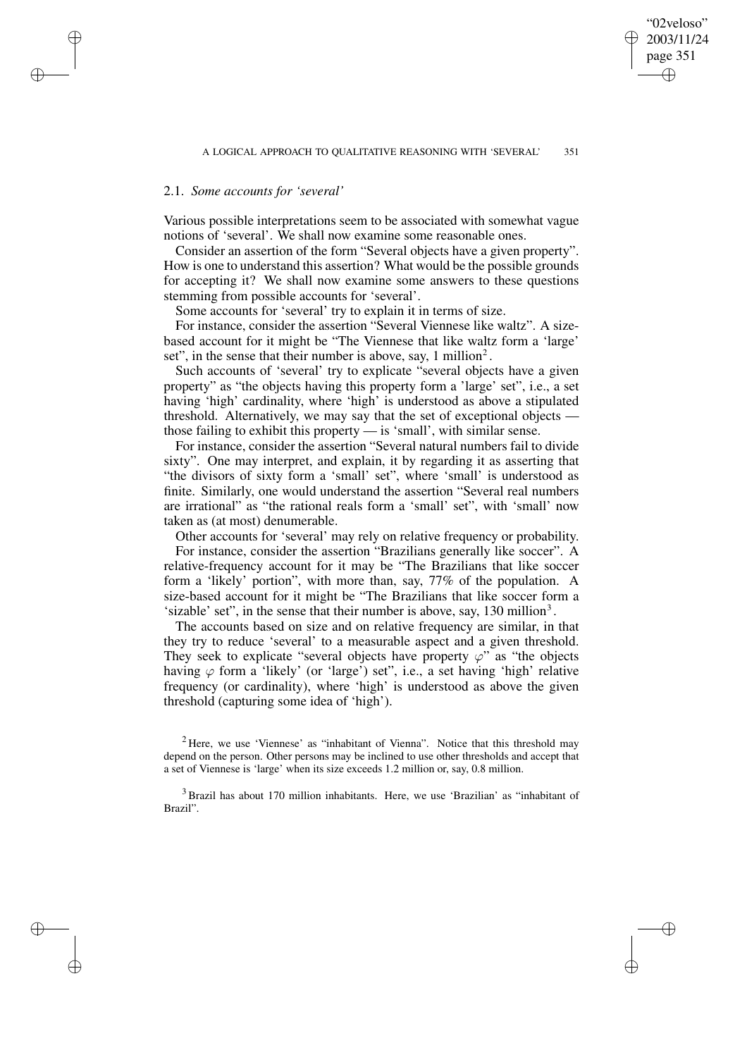### 2.1. *Some accounts for 'several'*

Various possible interpretations seem to be associated with somewhat vague notions of 'several'. We shall now examine some reasonable ones.

Consider an assertion of the form "Several objects have a given property". How is one to understand this assertion? What would be the possible grounds for accepting it? We shall now examine some answers to these questions stemming from possible accounts for 'several'.

Some accounts for 'several' try to explain it in terms of size.

For instance, consider the assertion "Several Viennese like waltz". A size-based account for it might be "The Viennese that like waltz form a 'large' set", in the sense that their number is above, say, 1 million[2].

Such accounts of 'several' try to explicate "several objects have a given property" as "the objects having this property form a 'large' set", i.e., a set having 'high' cardinality, where 'high' is understood as above a stipulated threshold. Alternatively, we may say that the set of exceptional objects — those failing to exhibit this property — is 'small', with similar sense.

For instance, consider the assertion "Several natural numbers fail to divide sixty". One may interpret, and explain, it by regarding it as asserting that "the divisors of sixty form a 'small' set", where 'small' is understood as finite. Similarly, one would understand the assertion "Several real numbers are irrational" as "the rational reals form a 'small' set", with 'small' now taken as (at most) denumerable.

Other accounts for 'several' may rely on relative frequency or probability.

For instance, consider the assertion "Brazilians generally like soccer". A relative-frequency account for it may be "The Brazilians that like soccer form a 'likely' portion", with more than, say, 77% of the population. A size-based account for it might be "The Brazilians that like soccer form a 'sizable' set", in the sense that their number is above, say, 130 million[3].

The accounts based on size and on relative frequency are similar, in that they try to reduce 'several' to a measurable aspect and a given threshold. They seek to explicate "several objects have property $\varphi$" as "the objects having $\varphi$ form a 'likely' (or 'large') set", i.e., a set having 'high' relative frequency (or cardinality), where 'high' is understood as above the given threshold (capturing some idea of 'high').

[2] Here, we use 'Viennese' as "inhabitant of Vienna". Notice that this threshold may depend on the person. Other persons may be inclined to use other thresholds and accept that a set of Viennese is 'large' when its size exceeds 1.2 million or, say, 0.8 million.

[3] Brazil has about 170 million inhabitants. Here, we use 'Brazilian' as "inhabitant of Brazil".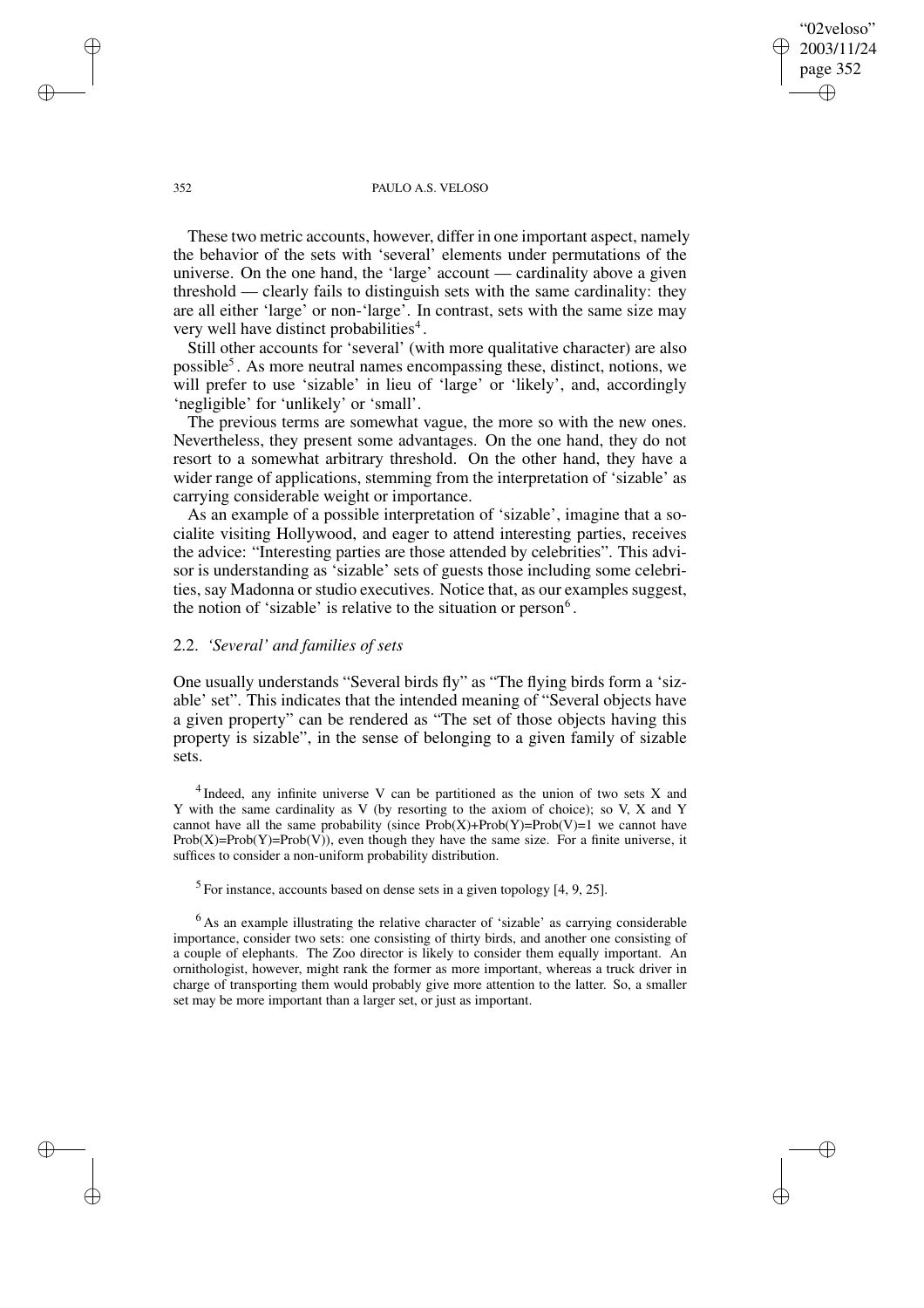These two metric accounts, however, differ in one important aspect, namely the behavior of the sets with 'several' elements under permutations of the universe. On the one hand, the 'large' account — cardinality above a given threshold — clearly fails to distinguish sets with the same cardinality: they are all either 'large' or non-'large'. In contrast, sets with the same size may very well have distinct probabilities[4].

Still other accounts for 'several' (with more qualitative character) are also possible[5]. As more neutral names encompassing these, distinct, notions, we will prefer to use 'sizable' in lieu of 'large' or 'likely', and, accordingly 'negligible' for 'unlikely' or 'small'.

The previous terms are somewhat vague, the more so with the new ones. Nevertheless, they present some advantages. On the one hand, they do not resort to a somewhat arbitrary threshold. On the other hand, they have a wider range of applications, stemming from the interpretation of 'sizable' as carrying considerable weight or importance.

As an example of a possible interpretation of 'sizable', imagine that a socialite visiting Hollywood, and eager to attend interesting parties, receives the advice: "Interesting parties are those attended by celebrities". This advisor is understanding as 'sizable' sets of guests those including some celebrities, say Madonna or studio executives. Notice that, as our examples suggest, the notion of 'sizable' is relative to the situation or person[6].

## 2.2. *'Several' and families of sets*

One usually understands "Several birds fly" as "The flying birds form a 'sizable' set". This indicates that the intended meaning of "Several objects have a given property" can be rendered as "The set of those objects having this property is sizable", in the sense of belonging to a given family of sizable sets.

---

[4] Indeed, any infinite universe V can be partitioned as the union of two sets X and Y with the same cardinality as V (by resorting to the axiom of choice); so V, X and Y cannot have all the same probability (since $\text{Prob}(X)+\text{Prob}(Y)=\text{Prob}(V)=1$ we cannot have $\text{Prob}(X)=\text{Prob}(Y)=\text{Prob}(V)$), even though they have the same size. For a finite universe, it suffices to consider a non-uniform probability distribution.

[5] For instance, accounts based on dense sets in a given topology [4, 9, 25].

[6] As an example illustrating the relative character of 'sizable' as carrying considerable importance, consider two sets: one consisting of thirty birds, and another one consisting of a couple of elephants. The Zoo director is likely to consider them equally important. An ornithologist, however, might rank the former as more important, whereas a truck driver in charge of transporting them would probably give more attention to the latter. So, a smaller set may be more important than a larger set, or just as important.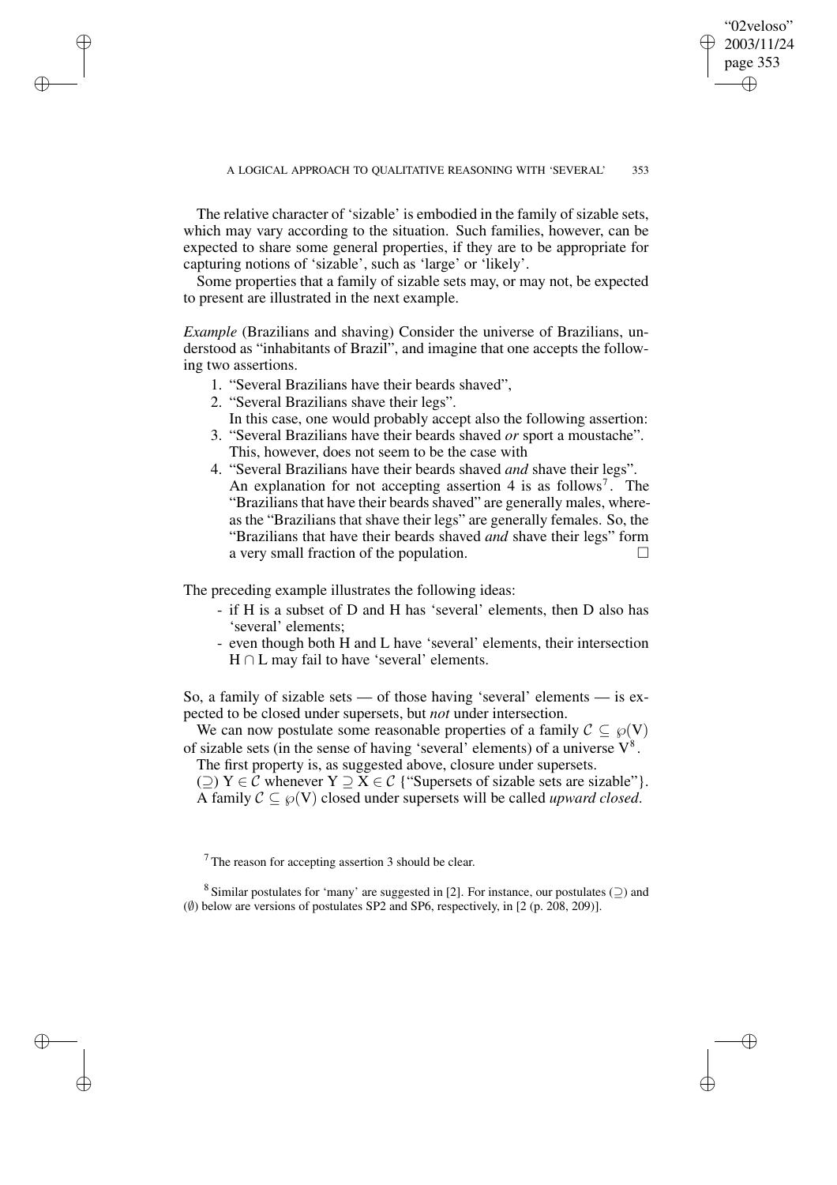The relative character of 'sizable' is embodied in the family of sizable sets, which may vary according to the situation. Such families, however, can be expected to share some general properties, if they are to be appropriate for capturing notions of 'sizable', such as 'large' or 'likely'.

Some properties that a family of sizable sets may, or may not, be expected to present are illustrated in the next example.

*Example* (Brazilians and shaving) Consider the universe of Brazilians, understood as "inhabitants of Brazil", and imagine that one accepts the following two assertions.

1. "Several Brazilians have their beards shaved",
2. "Several Brazilians shave their legs".

   In this case, one would probably accept also the following assertion:

3. "Several Brazilians have their beards shaved *or* sport a moustache".

   This, however, does not seem to be the case with

4. "Several Brazilians have their beards shaved *and* shave their legs".

   An explanation for not accepting assertion 4 is as follows[7]. The "Brazilians that have their beards shaved" are generally males, whereas the "Brazilians that shave their legs" are generally females. So, the "Brazilians that have their beards shaved *and* shave their legs" form a very small fraction of the population. □

The preceding example illustrates the following ideas:

- if H is a subset of D and H has 'several' elements, then D also has 'several' elements;
- even though both H and L have 'several' elements, their intersection $H \cap L$ may fail to have 'several' elements.

So, a family of sizable sets — of those having 'several' elements — is expected to be closed under supersets, but *not* under intersection.

We can now postulate some reasonable properties of a family $\mathcal{C} \subseteq \wp(V)$ of sizable sets (in the sense of having 'several' elements) of a universe V[8].

The first property is, as suggested above, closure under supersets.

($\supseteq$) $Y \in \mathcal{C}$ whenever $Y \supseteq X \in \mathcal{C}$ {"Supersets of sizable sets are sizable"}.

A family $\mathcal{C} \subseteq \wp(V)$ closed under supersets will be called *upward closed*.

---

[7] The reason for accepting assertion 3 should be clear.

[8] Similar postulates for 'many' are suggested in [2]. For instance, our postulates ($\supseteq$) and ($\emptyset$) below are versions of postulates SP2 and SP6, respectively, in [2 (p. 208, 209)].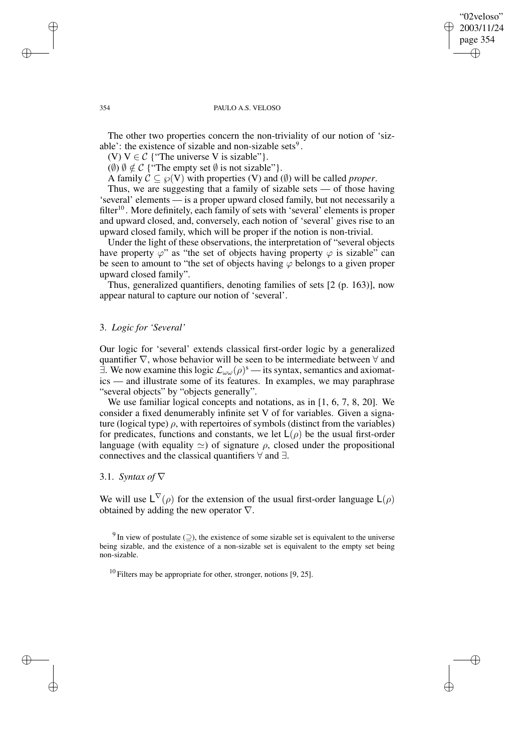The other two properties concern the non-triviality of our notion of 'sizable': the existence of sizable and non-sizable sets[9].

(V) $V \in \mathcal{C}$ {"The universe V is sizable"}.

($\emptyset$) $\emptyset \notin \mathcal{C}$ {"The empty set $\emptyset$ is not sizable"}.

A family $\mathcal{C} \subseteq \wp(V)$ with properties (V) and ($\emptyset$) will be called *proper*.

Thus, we are suggesting that a family of sizable sets — of those having 'several' elements — is a proper upward closed family, but not necessarily a filter[10]. More definitely, each family of sets with 'several' elements is proper and upward closed, and, conversely, each notion of 'several' gives rise to an upward closed family, which will be proper if the notion is non-trivial.

Under the light of these observations, the interpretation of "several objects have property $\varphi$" as "the set of objects having property $\varphi$ is sizable" can be seen to amount to "the set of objects having $\varphi$ belongs to a given proper upward closed family".

Thus, generalized quantifiers, denoting families of sets [2 (p. 163)], now appear natural to capture our notion of 'several'.

## 3. *Logic for 'Several'*

Our logic for 'several' extends classical first-order logic by a generalized quantifier $\nabla$, whose behavior will be seen to be intermediate between $\forall$ and $\exists$. We now examine this logic $\mathcal{L}_{\omega\omega}(\rho)^{s}$ — its syntax, semantics and axiomatics — and illustrate some of its features. In examples, we may paraphrase "several objects" by "objects generally".

We use familiar logical concepts and notations, as in [1, 6, 7, 8, 20]. We consider a fixed denumerably infinite set V of for variables. Given a signature (logical type) $\rho$, with repertoires of symbols (distinct from the variables) for predicates, functions and constants, we let $\mathsf{L}(\rho)$ be the usual first-order language (with equality $\simeq$) of signature $\rho$, closed under the propositional connectives and the classical quantifiers $\forall$ and $\exists$.

### 3.1. *Syntax of* $\nabla$

We will use $\mathsf{L}^{\nabla}(\rho)$ for the extension of the usual first-order language $\mathsf{L}(\rho)$ obtained by adding the new operator $\nabla$.

[9] In view of postulate ($\supseteq$), the existence of some sizable set is equivalent to the universe being sizable, and the existence of a non-sizable set is equivalent to the empty set being non-sizable.

[10] Filters may be appropriate for other, stronger, notions [9, 25].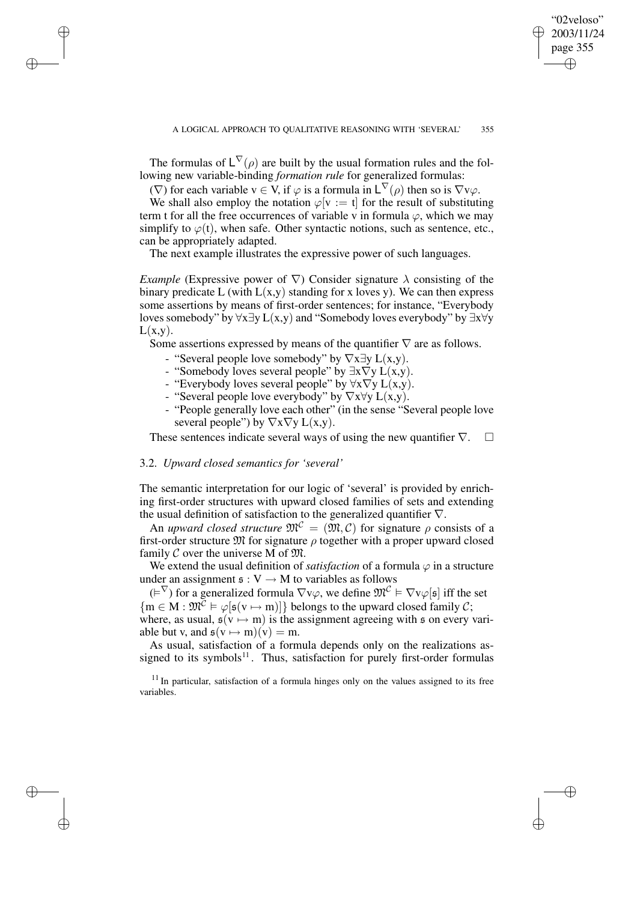The formulas of $\mathsf{L}^{\nabla}(\rho)$ are built by the usual formation rules and the following new variable-binding *formation rule* for generalized formulas:

($\nabla$) for each variable $v \in V$, if $\varphi$ is a formula in $\mathsf{L}^{\nabla}(\rho)$ then so is $\nabla v\varphi$.

We shall also employ the notation $\varphi[v := t]$ for the result of substituting term t for all the free occurrences of variable v in formula $\varphi$, which we may simplify to $\varphi(t)$, when safe. Other syntactic notions, such as sentence, etc., can be appropriately adapted.

The next example illustrates the expressive power of such languages.

*Example* (Expressive power of $\nabla$) Consider signature $\lambda$ consisting of the binary predicate L (with $L(x,y)$ standing for x loves y). We can then express some assertions by means of first-order sentences; for instance, "Everybody loves somebody" by $\forall x \exists y\, L(x,y)$ and "Somebody loves everybody" by $\exists x \forall y\, L(x,y)$.

Some assertions expressed by means of the quantifier $\nabla$ are as follows.

- "Several people love somebody" by $\nabla x \exists y\, L(x,y)$.
- "Somebody loves several people" by $\exists x \nabla y\, L(x,y)$.
- "Everybody loves several people" by $\forall x \nabla y\, L(x,y)$.
- "Several people love everybody" by $\nabla x \forall y\, L(x,y)$.
- "People generally love each other" (in the sense "Several people love several people") by $\nabla x \nabla y\, L(x,y)$.

These sentences indicate several ways of using the new quantifier $\nabla$. $\square$

### 3.2. *Upward closed semantics for 'several'*

The semantic interpretation for our logic of 'several' is provided by enriching first-order structures with upward closed families of sets and extending the usual definition of satisfaction to the generalized quantifier $\nabla$.

An *upward closed structure* $\mathfrak{M}^{\mathcal{C}} = (\mathfrak{M}, \mathcal{C})$ for signature $\rho$ consists of a first-order structure $\mathfrak{M}$ for signature $\rho$ together with a proper upward closed family $\mathcal{C}$ over the universe M of $\mathfrak{M}$.

We extend the usual definition of *satisfaction* of a formula $\varphi$ in a structure under an assignment $\mathfrak{s} : V \to M$ to variables as follows

($\models^{\nabla}$) for a generalized formula $\nabla v\varphi$, we define $\mathfrak{M}^{\mathcal{C}} \models \nabla v\varphi[\mathfrak{s}]$ iff the set $\{m \in M : \mathfrak{M}^{\mathcal{C}} \models \varphi[\mathfrak{s}(v \mapsto m)]\}$ belongs to the upward closed family $\mathcal{C}$;

where, as usual, $\mathfrak{s}(v \mapsto m)$ is the assignment agreeing with $\mathfrak{s}$ on every variable but v, and $\mathfrak{s}(v \mapsto m)(v) = m$.

As usual, satisfaction of a formula depends only on the realizations assigned to its symbols[11]. Thus, satisfaction for purely first-order formulas

[11] In particular, satisfaction of a formula hinges only on the values assigned to its free variables.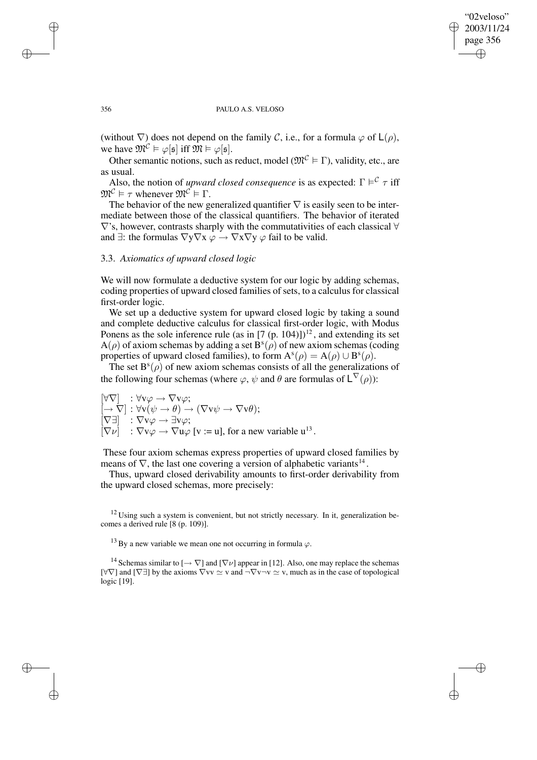(without $\nabla$) does not depend on the family $\mathcal{C}$, i.e., for a formula $\varphi$ of $\mathsf{L}(\rho)$, we have $\mathfrak{M}^{\mathcal{C}} \vDash \varphi[\mathfrak{s}]$ iff $\mathfrak{M} \vDash \varphi[\mathfrak{s}]$.

Other semantic notions, such as reduct, model ($\mathfrak{M}^{\mathcal{C}} \vDash \Gamma$), validity, etc., are as usual.

Also, the notion of *upward closed consequence* is as expected: $\Gamma \vDash^{\mathcal{C}} \tau$ iff $\mathfrak{M}^{\mathcal{C}} \vDash \tau$ whenever $\mathfrak{M}^{\mathcal{C}} \vDash \Gamma$.

The behavior of the new generalized quantifier $\nabla$ is easily seen to be intermediate between those of the classical quantifiers. The behavior of iterated $\nabla$'s, however, contrasts sharply with the commutativities of each classical $\forall$ and $\exists$: the formulas $\nabla y \nabla x\, \varphi \to \nabla x \nabla y\, \varphi$ fail to be valid.

### 3.3. *Axiomatics of upward closed logic*

We will now formulate a deductive system for our logic by adding schemas, coding properties of upward closed families of sets, to a calculus for classical first-order logic.

We set up a deductive system for upward closed logic by taking a sound and complete deductive calculus for classical first-order logic, with Modus Ponens as the sole inference rule (as in [7 (p. 104)])[12], and extending its set $\mathrm{A}(\rho)$ of axiom schemas by adding a set $\mathrm{B}^{\mathrm{s}}(\rho)$ of new axiom schemas (coding properties of upward closed families), to form $\mathrm{A}^{\mathrm{s}}(\rho) = \mathrm{A}(\rho) \cup \mathrm{B}^{\mathrm{s}}(\rho)$.

The set $\mathrm{B}^{\mathrm{s}}(\rho)$ of new axiom schemas consists of all the generalizations of the following four schemas (where $\varphi$, $\psi$ and $\theta$ are formulas of $\mathsf{L}^{\nabla}(\rho)$):

$[\forall\nabla]$ : $\forall \mathrm{v}\varphi \to \nabla \mathrm{v}\varphi$;
$[\to\nabla]$ : $\forall \mathrm{v}(\psi \to \theta) \to (\nabla \mathrm{v}\psi \to \nabla \mathrm{v}\theta)$;
$[\nabla\exists]$ : $\nabla \mathrm{v}\varphi \to \exists \mathrm{v}\varphi$;
$[\nabla\nu]$ : $\nabla \mathrm{v}\varphi \to \nabla \mathrm{u}\varphi\ [\mathrm{v} := \mathrm{u}]$, for a new variable u[13].

These four axiom schemas express properties of upward closed families by means of $\nabla$, the last one covering a version of alphabetic variants[14].

Thus, upward closed derivability amounts to first-order derivability from the upward closed schemas, more precisely:

[12] Using such a system is convenient, but not strictly necessary. In it, generalization becomes a derived rule [8 (p. 109)].

[13] By a new variable we mean one not occurring in formula $\varphi$.

[14] Schemas similar to $[\to\nabla]$ and $[\nabla\nu]$ appear in [12]. Also, one may replace the schemas $[\forall\nabla]$ and $[\nabla\exists]$ by the axioms $\nabla \mathrm{v}\mathrm{v} \simeq \mathrm{v}$ and $\neg\nabla \mathrm{v}\neg \mathrm{v} \simeq \mathrm{v}$, much as in the case of topological logic [19].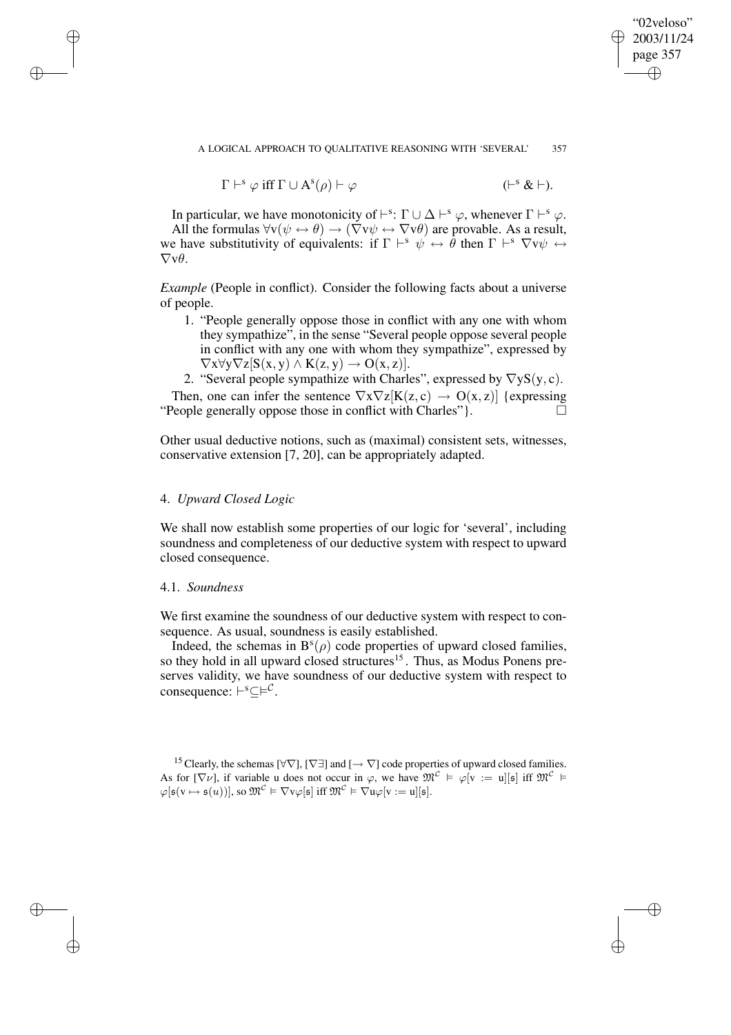$$\Gamma \vdash^{s} \varphi \text{ iff } \Gamma \cup A^{s}(\rho) \vdash \varphi \qquad (\vdash^{s} \,\&\, \vdash).$$

In particular, we have monotonicity of $\vdash^{s}$: $\Gamma \cup \Delta \vdash^{s} \varphi$, whenever $\Gamma \vdash^{s} \varphi$.

All the formulas $\forall v(\psi \leftrightarrow \theta) \rightarrow (\nabla v\psi \leftrightarrow \nabla v\theta)$ are provable. As a result, we have substitutivity of equivalents: if $\Gamma \vdash^{s} \psi \leftrightarrow \theta$ then $\Gamma \vdash^{s} \nabla v\psi \leftrightarrow \nabla v\theta$.

*Example* (People in conflict). Consider the following facts about a universe of people.

1. "People generally oppose those in conflict with any one with whom they sympathize", in the sense "Several people oppose several people in conflict with any one with whom they sympathize", expressed by $\nabla x \forall y \nabla z[S(x, y) \wedge K(z, y) \rightarrow O(x, z)]$.
2. "Several people sympathize with Charles", expressed by $\nabla y S(y, c)$.

Then, one can infer the sentence $\nabla x \nabla z[K(z, c) \rightarrow O(x, z)]$ {expressing "People generally oppose those in conflict with Charles"}. □

Other usual deductive notions, such as (maximal) consistent sets, witnesses, conservative extension [7, 20], can be appropriately adapted.

## 4. *Upward Closed Logic*

We shall now establish some properties of our logic for 'several', including soundness and completeness of our deductive system with respect to upward closed consequence.

### 4.1. *Soundness*

We first examine the soundness of our deductive system with respect to consequence. As usual, soundness is easily established.

Indeed, the schemas in $B^{s}(\rho)$ code properties of upward closed families, so they hold in all upward closed structures[15]. Thus, as Modus Ponens preserves validity, we have soundness of our deductive system with respect to consequence: $\vdash^{s} \subseteq \vDash^{\mathcal{C}}$.

[15] Clearly, the schemas $[\forall\nabla]$, $[\nabla\exists]$ and $[\rightarrow \nabla]$ code properties of upward closed families. As for $[\nabla\nu]$, if variable u does not occur in $\varphi$, we have $\mathfrak{M}^{\mathcal{C}} \vDash \varphi[v := u][\mathfrak{s}]$ iff $\mathfrak{M}^{\mathcal{C}} \vDash \varphi[\mathfrak{s}(v \mapsto \mathfrak{s}(u))]$, so $\mathfrak{M}^{\mathcal{C}} \vDash \nabla v\varphi[\mathfrak{s}]$ iff $\mathfrak{M}^{\mathcal{C}} \vDash \nabla u\varphi[v := u][\mathfrak{s}]$.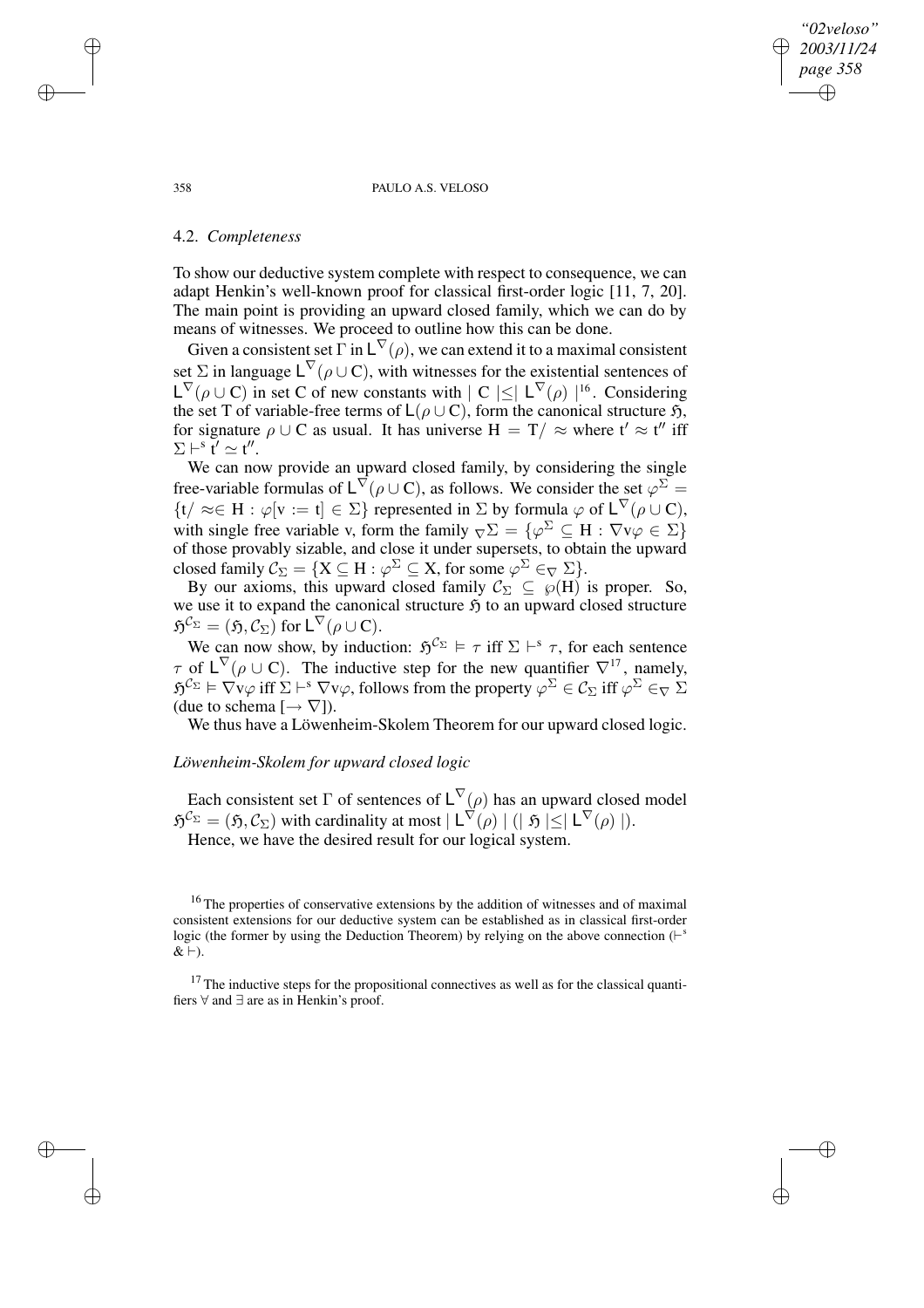### 4.2. *Completeness*

To show our deductive system complete with respect to consequence, we can adapt Henkin's well-known proof for classical first-order logic [11, 7, 20]. The main point is providing an upward closed family, which we can do by means of witnesses. We proceed to outline how this can be done.

Given a consistent set $\Gamma$ in $\mathsf{L}^{\nabla}(\rho)$, we can extend it to a maximal consistent set $\Sigma$ in language $\mathsf{L}^{\nabla}(\rho \cup \mathrm{C})$, with witnesses for the existential sentences of $\mathsf{L}^{\nabla}(\rho \cup \mathrm{C})$ in set C of new constants with $|\ \mathrm{C}\ | \leq |\ \mathsf{L}^{\nabla}(\rho)\ |$[16]. Considering the set T of variable-free terms of $\mathsf{L}(\rho \cup \mathrm{C})$, form the canonical structure $\mathfrak{H}$, for signature $\rho \cup \mathrm{C}$ as usual. It has universe $\mathrm{H} = \mathrm{T}/\approx$ where $\mathrm{t}' \approx \mathrm{t}''$ iff $\Sigma \vdash^{s} \mathrm{t}' \simeq \mathrm{t}''$.

We can now provide an upward closed family, by considering the single free-variable formulas of $\mathsf{L}^{\nabla}(\rho \cup \mathrm{C})$, as follows. We consider the set $\varphi^{\Sigma} = \{\mathrm{t}/\approx\in \mathrm{H} : \varphi[\mathrm{v} := \mathrm{t}] \in \Sigma\}$ represented in $\Sigma$ by formula $\varphi$ of $\mathsf{L}^{\nabla}(\rho \cup \mathrm{C})$, with single free variable v, form the family ${}_{\nabla}\Sigma = \{\varphi^{\Sigma} \subseteq \mathrm{H} : \nabla \mathrm{v} \varphi \in \Sigma\}$ of those provably sizable, and close it under supersets, to obtain the upward closed family $\mathcal{C}_{\Sigma} = \{\mathrm{X} \subseteq \mathrm{H} : \varphi^{\Sigma} \subseteq \mathrm{X}$, for some $\varphi^{\Sigma} \in_{\nabla} \Sigma\}$.

By our axioms, this upward closed family $\mathcal{C}_{\Sigma} \subsetneq \wp(\mathrm{H})$ is proper. So, we use it to expand the canonical structure $\mathfrak{H}$ to an upward closed structure $\mathfrak{H}^{\mathcal{C}_{\Sigma}} = (\mathfrak{H}, \mathcal{C}_{\Sigma})$ for $\mathsf{L}^{\nabla}(\rho \cup \mathrm{C})$.

We can now show, by induction: $\mathfrak{H}^{\mathcal{C}_{\Sigma}} \vDash \tau$ iff $\Sigma \vdash^{s} \tau$, for each sentence $\tau$ of $\mathsf{L}^{\nabla}(\rho \cup \mathrm{C})$. The inductive step for the new quantifier $\nabla$[17], namely, $\mathfrak{H}^{\mathcal{C}_{\Sigma}} \vDash \nabla \mathrm{v} \varphi$ iff $\Sigma \vdash^{s} \nabla \mathrm{v} \varphi$, follows from the property $\varphi^{\Sigma} \in \mathcal{C}_{\Sigma}$ iff $\varphi^{\Sigma} \in_{\nabla} \Sigma$ (due to schema $[\rightarrow \nabla]$).

We thus have a Löwenheim-Skolem Theorem for our upward closed logic.

*Löwenheim-Skolem for upward closed logic*

Each consistent set $\Gamma$ of sentences of $\mathsf{L}^{\nabla}(\rho)$ has an upward closed model $\mathfrak{H}^{\mathcal{C}_{\Sigma}} = (\mathfrak{H}, \mathcal{C}_{\Sigma})$ with cardinality at most $|\ \mathsf{L}^{\nabla}(\rho)\ |$ $(|\ \mathfrak{H}\ | \leq |\ \mathsf{L}^{\nabla}(\rho)\ |)$.

Hence, we have the desired result for our logical system.

[16] The properties of conservative extensions by the addition of witnesses and of maximal consistent extensions for our deductive system can be established as in classical first-order logic (the former by using the Deduction Theorem) by relying on the above connection ($\vdash^{s}$ & $\vdash$).

[17] The inductive steps for the propositional connectives as well as for the classical quantifiers $\forall$ and $\exists$ are as in Henkin's proof.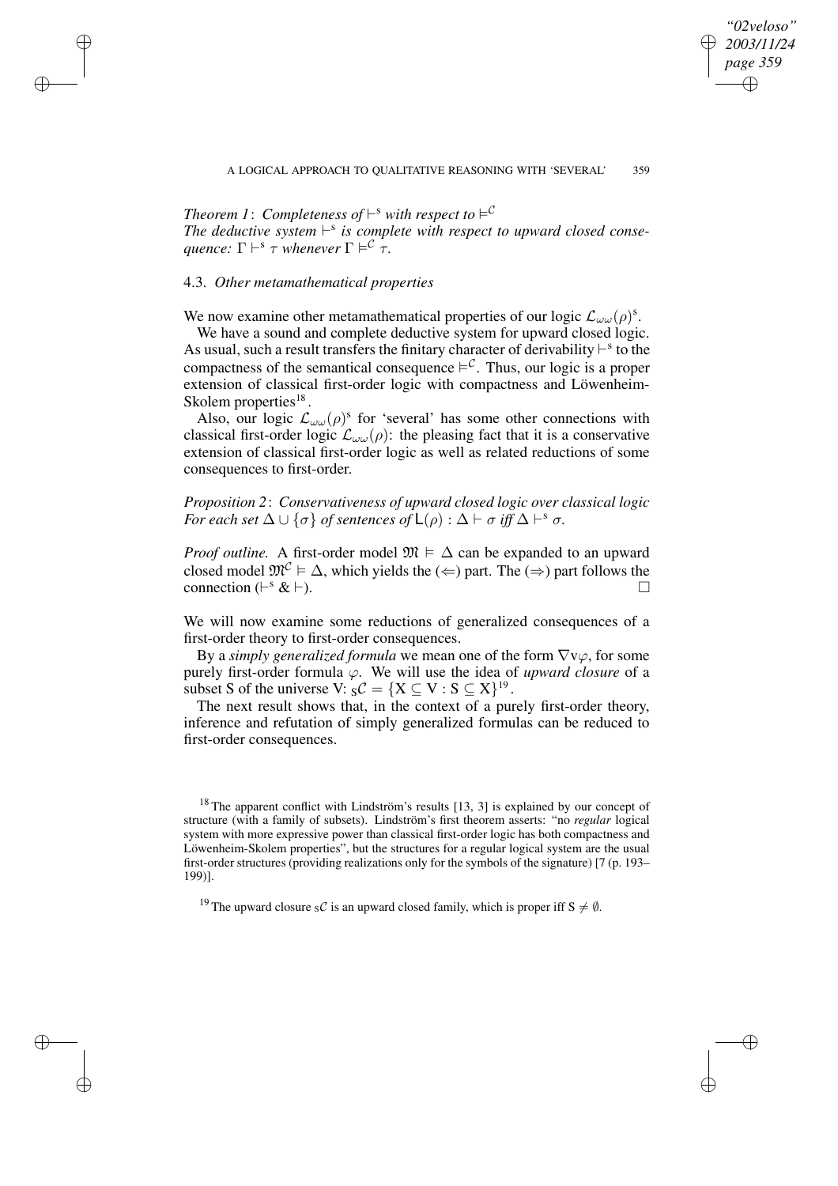*Theorem 1*: *Completeness of* $\vdash^{s}$ *with respect to* $\vDash^{\mathcal{C}}$
*The deductive system* $\vdash^{s}$ *is complete with respect to upward closed consequence:* $\Gamma \vdash^{s} \tau$ *whenever* $\Gamma \vDash^{\mathcal{C}} \tau$.

### 4.3. *Other metamathematical properties*

We now examine other metamathematical properties of our logic $\mathcal{L}_{\omega\omega}(\rho)^{s}$.

We have a sound and complete deductive system for upward closed logic. As usual, such a result transfers the finitary character of derivability $\vdash^{s}$ to the compactness of the semantical consequence $\vDash^{\mathcal{C}}$. Thus, our logic is a proper extension of classical first-order logic with compactness and Löwenheim-Skolem properties[18].

Also, our logic $\mathcal{L}_{\omega\omega}(\rho)^{s}$ for 'several' has some other connections with classical first-order logic $\mathcal{L}_{\omega\omega}(\rho)$: the pleasing fact that it is a conservative extension of classical first-order logic as well as related reductions of some consequences to first-order.

*Proposition 2*: *Conservativeness of upward closed logic over classical logic*
*For each set* $\Delta \cup \{\sigma\}$ *of sentences of* $\mathsf{L}(\rho)$ : $\Delta \vdash \sigma$ *iff* $\Delta \vdash^{s} \sigma$.

*Proof outline.* A first-order model $\mathfrak{M} \vDash \Delta$ can be expanded to an upward closed model $\mathfrak{M}^{\mathcal{C}} \vDash \Delta$, which yields the $(\Leftarrow)$ part. The $(\Rightarrow)$ part follows the connection $(\vdash^{s} \,\&\, \vdash)$. □

We will now examine some reductions of generalized consequences of a first-order theory to first-order consequences.

By a *simply generalized formula* we mean one of the form $\nabla v\varphi$, for some purely first-order formula $\varphi$. We will use the idea of *upward closure* of a subset S of the universe V: ${}_{\mathrm{S}}\mathcal{C} = \{\mathrm{X} \subseteq \mathrm{V} : \mathrm{S} \subseteq \mathrm{X}\}$[19].

The next result shows that, in the context of a purely first-order theory, inference and refutation of simply generalized formulas can be reduced to first-order consequences.

[18] The apparent conflict with Lindström's results [13, 3] is explained by our concept of structure (with a family of subsets). Lindström's first theorem asserts: "no *regular* logical system with more expressive power than classical first-order logic has both compactness and Löwenheim-Skolem properties", but the structures for a regular logical system are the usual first-order structures (providing realizations only for the symbols of the signature) [7 (p. 193–199)].

[19] The upward closure ${}_{\mathrm{S}}\mathcal{C}$ is an upward closed family, which is proper iff $\mathrm{S} \neq \emptyset$.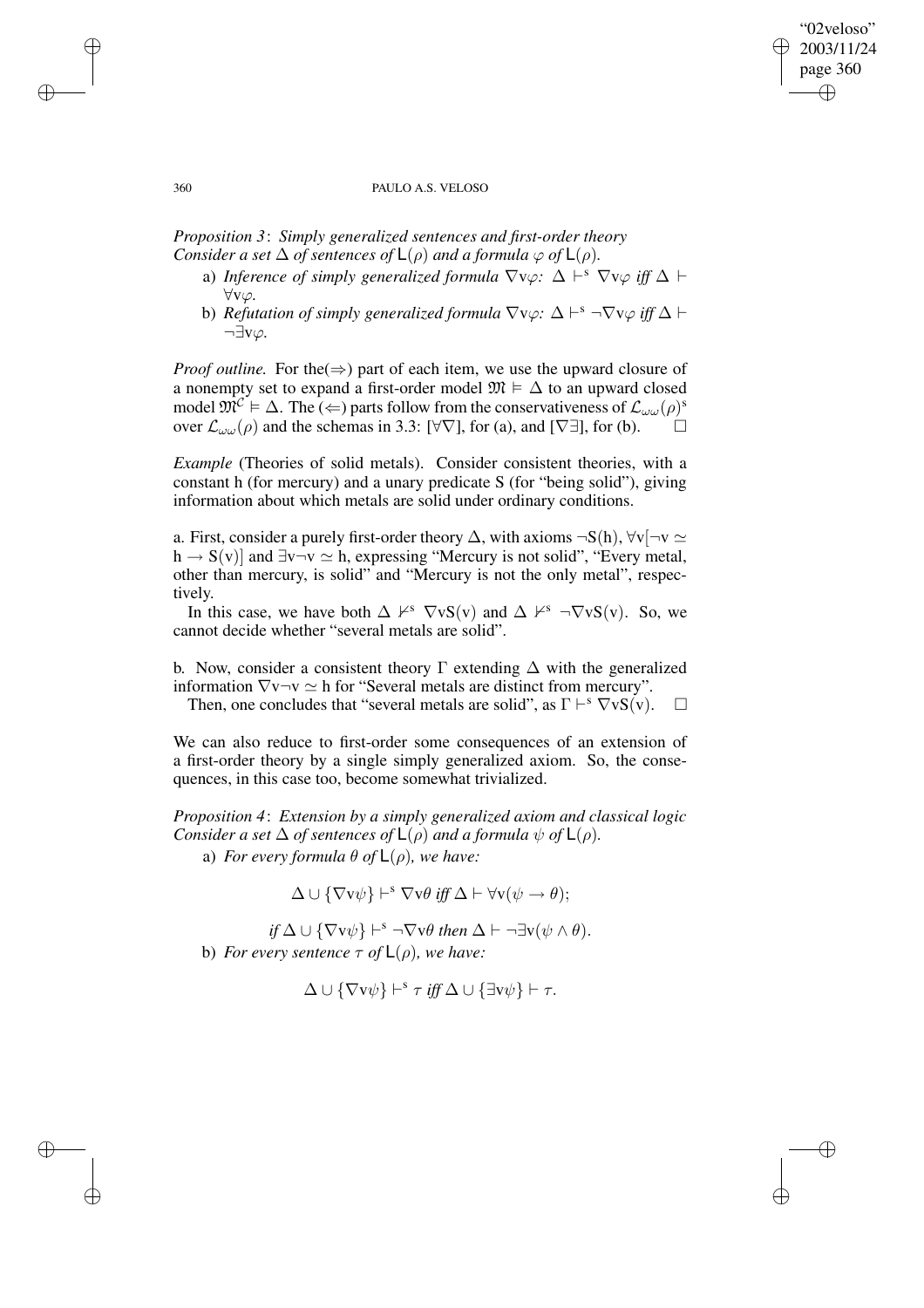*Proposition 3*: *Simply generalized sentences and first-order theory*
*Consider a set $\Delta$ of sentences of $\mathsf{L}(\rho)$ and a formula $\varphi$ of $\mathsf{L}(\rho)$.*

a) *Inference of simply generalized formula $\nabla v\varphi$: $\Delta \vdash^{s} \nabla v\varphi$ iff $\Delta \vdash \forall v\varphi$.*
b) *Refutation of simply generalized formula $\nabla v\varphi$: $\Delta \vdash^{s} \neg\nabla v\varphi$ iff $\Delta \vdash \neg\exists v\varphi$.*

*Proof outline.* For the($\Rightarrow$) part of each item, we use the upward closure of a nonempty set to expand a first-order model $\mathfrak{M} \vDash \Delta$ to an upward closed model $\mathfrak{M}^{\mathcal{C}} \vDash \Delta$. The ($\Leftarrow$) parts follow from the conservativeness of $\mathcal{L}_{\omega\omega}(\rho)^{s}$ over $\mathcal{L}_{\omega\omega}(\rho)$ and the schemas in 3.3: [$\forall\nabla$], for (a), and [$\nabla\exists$], for (b). $\square$

*Example* (Theories of solid metals). Consider consistent theories, with a constant h (for mercury) and a unary predicate S (for "being solid"), giving information about which metals are solid under ordinary conditions.

a. First, consider a purely first-order theory $\Delta$, with axioms $\neg S(h)$, $\forall v[\neg v \simeq h \rightarrow S(v)]$ and $\exists v \neg v \simeq h$, expressing "Mercury is not solid", "Every metal, other than mercury, is solid" and "Mercury is not the only metal", respectively.

In this case, we have both $\Delta \nvdash^{s} \nabla v S(v)$ and $\Delta \nvdash^{s} \neg\nabla v S(v)$. So, we cannot decide whether "several metals are solid".

b. Now, consider a consistent theory $\Gamma$ extending $\Delta$ with the generalized information $\nabla v \neg v \simeq h$ for "Several metals are distinct from mercury".

Then, one concludes that "several metals are solid", as $\Gamma \vdash^{s} \nabla v S(v)$. $\square$

We can also reduce to first-order some consequences of an extension of a first-order theory by a single simply generalized axiom. So, the consequences, in this case too, become somewhat trivialized.

*Proposition 4*: *Extension by a simply generalized axiom and classical logic*
*Consider a set $\Delta$ of sentences of $\mathsf{L}(\rho)$ and a formula $\psi$ of $\mathsf{L}(\rho)$.*

a) *For every formula $\theta$ of $\mathsf{L}(\rho)$, we have:*

$$\Delta \cup \{\nabla v\psi\} \vdash^{s} \nabla v\theta \text{ iff } \Delta \vdash \forall v(\psi \rightarrow \theta);$$

$$\text{if } \Delta \cup \{\nabla v\psi\} \vdash^{s} \neg\nabla v\theta \text{ then } \Delta \vdash \neg\exists v(\psi \wedge \theta).$$

b) *For every sentence $\tau$ of $\mathsf{L}(\rho)$, we have:*

$$\Delta \cup \{\nabla v\psi\} \vdash^{s} \tau \text{ iff } \Delta \cup \{\exists v\psi\} \vdash \tau.$$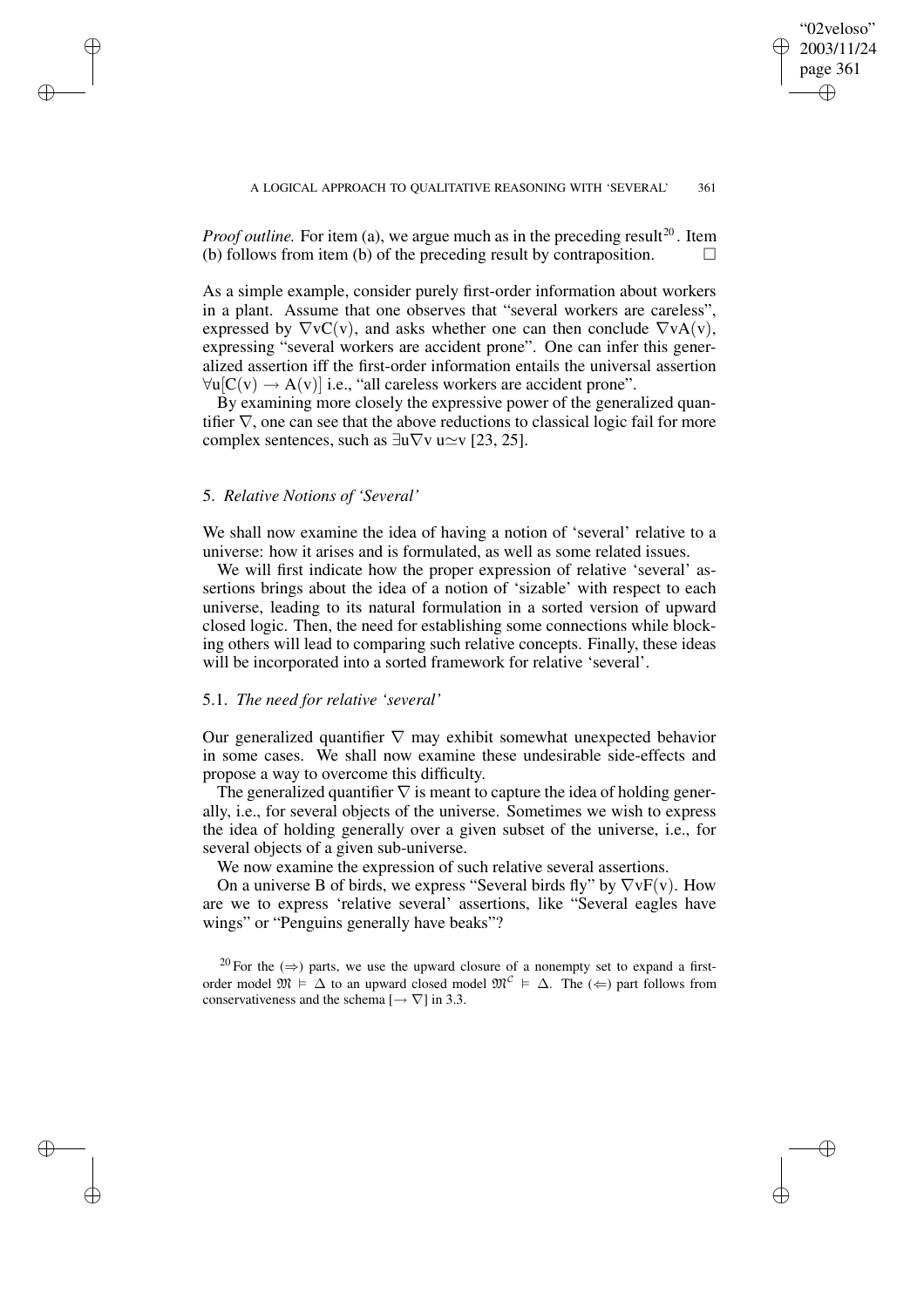*Proof outline.* For item (a), we argue much as in the preceding result[20]. Item (b) follows from item (b) of the preceding result by contraposition. □

As a simple example, consider purely first-order information about workers in a plant. Assume that one observes that "several workers are careless", expressed by $\nabla v C(v)$, and asks whether one can then conclude $\nabla v A(v)$, expressing "several workers are accident prone". One can infer this generalized assertion iff the first-order information entails the universal assertion $\forall u[C(v) \rightarrow A(v)]$ i.e., "all careless workers are accident prone".

By examining more closely the expressive power of the generalized quantifier $\nabla$, one can see that the above reductions to classical logic fail for more complex sentences, such as $\exists u \nabla v\, u \simeq v$ [23, 25].

## 5. *Relative Notions of 'Several'*

We shall now examine the idea of having a notion of 'several' relative to a universe: how it arises and is formulated, as well as some related issues.

We will first indicate how the proper expression of relative 'several' assertions brings about the idea of a notion of 'sizable' with respect to each universe, leading to its natural formulation in a sorted version of upward closed logic. Then, the need for establishing some connections while blocking others will lead to comparing such relative concepts. Finally, these ideas will be incorporated into a sorted framework for relative 'several'.

### 5.1. *The need for relative 'several'*

Our generalized quantifier $\nabla$ may exhibit somewhat unexpected behavior in some cases. We shall now examine these undesirable side-effects and propose a way to overcome this difficulty.

The generalized quantifier $\nabla$ is meant to capture the idea of holding generally, i.e., for several objects of the universe. Sometimes we wish to express the idea of holding generally over a given subset of the universe, i.e., for several objects of a given sub-universe.

We now examine the expression of such relative several assertions.

On a universe B of birds, we express "Several birds fly" by $\nabla v F(v)$. How are we to express 'relative several' assertions, like "Several eagles have wings" or "Penguins generally have beaks"?

[20] For the $(\Rightarrow)$ parts, we use the upward closure of a nonempty set to expand a first-order model $\mathfrak{M} \vDash \Delta$ to an upward closed model $\mathfrak{M}^{\mathcal{C}} \vDash \Delta$. The $(\Leftarrow)$ part follows from conservativeness and the schema $[\rightarrow \nabla]$ in 3.3.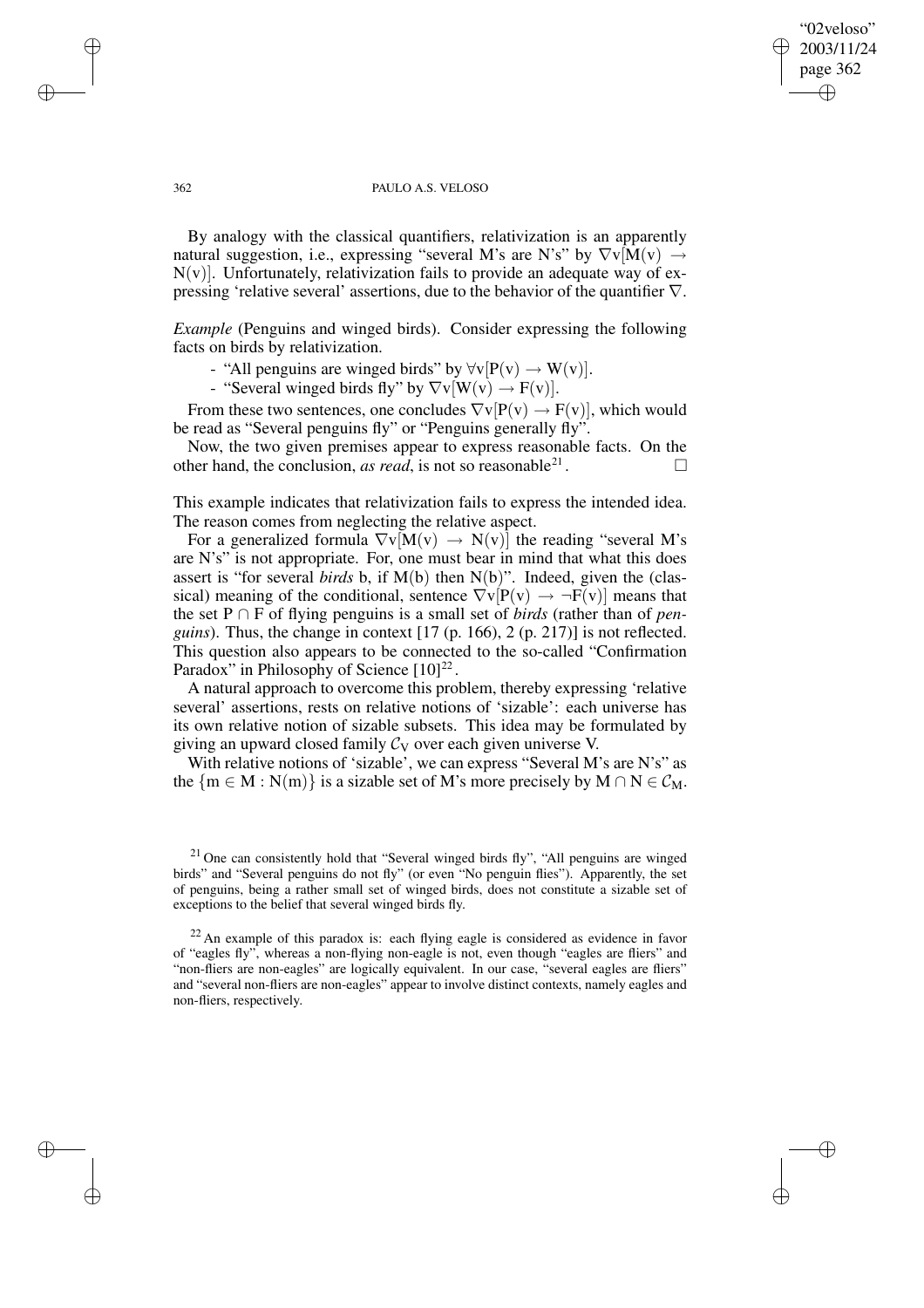By analogy with the classical quantifiers, relativization is an apparently natural suggestion, i.e., expressing "several M's are N's" by $\nabla v[M(v) \rightarrow N(v)]$. Unfortunately, relativization fails to provide an adequate way of expressing 'relative several' assertions, due to the behavior of the quantifier $\nabla$.

*Example* (Penguins and winged birds). Consider expressing the following facts on birds by relativization.

- "All penguins are winged birds" by $\forall v[P(v) \rightarrow W(v)]$.
- "Several winged birds fly" by $\nabla v[W(v) \rightarrow F(v)]$.

From these two sentences, one concludes $\nabla v[P(v) \rightarrow F(v)]$, which would be read as "Several penguins fly" or "Penguins generally fly".

Now, the two given premises appear to express reasonable facts. On the other hand, the conclusion, *as read*, is not so reasonable[21]. □

This example indicates that relativization fails to express the intended idea. The reason comes from neglecting the relative aspect.

For a generalized formula $\nabla v[M(v) \rightarrow N(v)]$ the reading "several M's are N's" is not appropriate. For, one must bear in mind that what this does assert is "for several *birds* b, if M(b) then N(b)". Indeed, given the (classical) meaning of the conditional, sentence $\nabla v[P(v) \rightarrow \neg F(v)]$ means that the set $P \cap F$ of flying penguins is a small set of *birds* (rather than of *penguins*). Thus, the change in context [17 (p. 166), 2 (p. 217)] is not reflected. This question also appears to be connected to the so-called "Confirmation Paradox" in Philosophy of Science [10][22].

A natural approach to overcome this problem, thereby expressing 'relative several' assertions, rests on relative notions of 'sizable': each universe has its own relative notion of sizable subsets. This idea may be formulated by giving an upward closed family $\mathcal{C}_V$ over each given universe V.

With relative notions of 'sizable', we can express "Several M's are N's" as the $\{m \in M : N(m)\}$ is a sizable set of M's more precisely by $M \cap N \in \mathcal{C}_M$.

[21] One can consistently hold that "Several winged birds fly", "All penguins are winged birds" and "Several penguins do not fly" (or even "No penguin flies"). Apparently, the set of penguins, being a rather small set of winged birds, does not constitute a sizable set of exceptions to the belief that several winged birds fly.

[22] An example of this paradox is: each flying eagle is considered as evidence in favor of "eagles fly", whereas a non-flying non-eagle is not, even though "eagles are fliers" and "non-fliers are non-eagles" are logically equivalent. In our case, "several eagles are fliers" and "several non-fliers are non-eagles" appear to involve distinct contexts, namely eagles and non-fliers, respectively.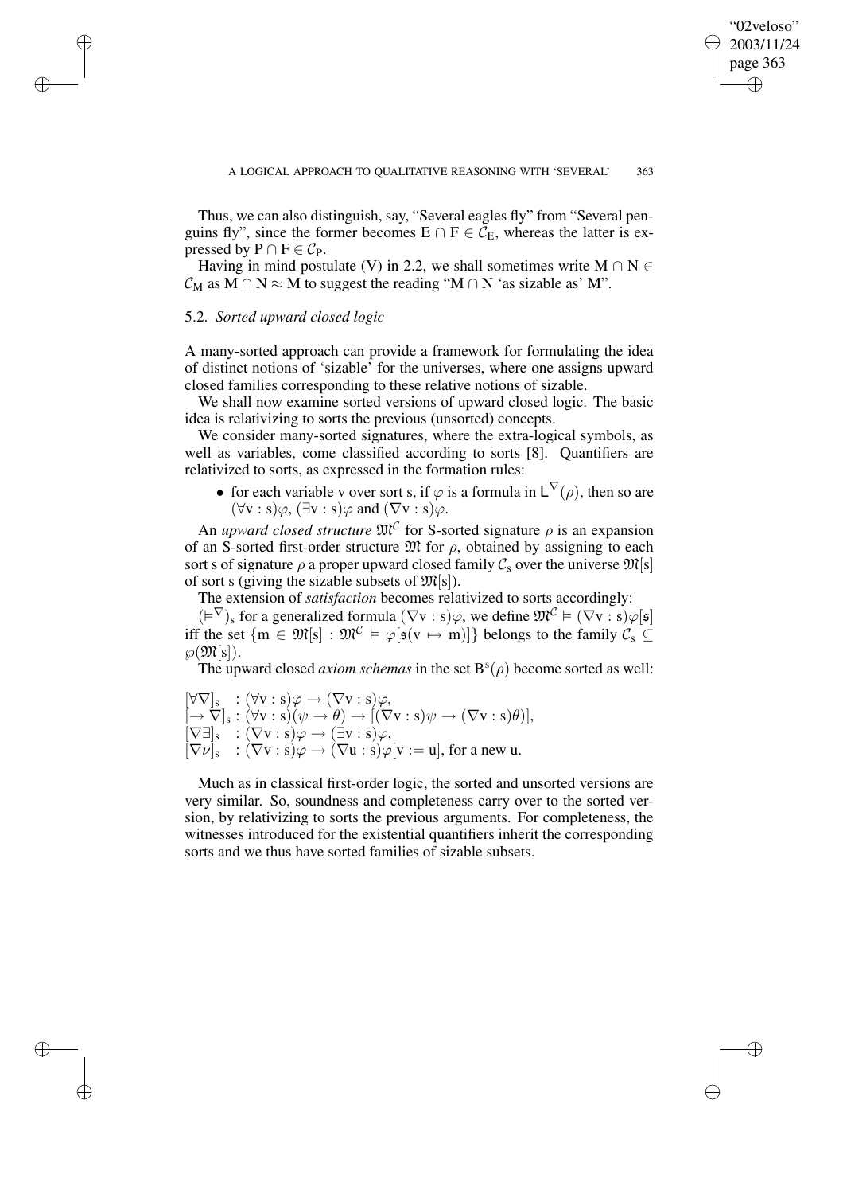Thus, we can also distinguish, say, "Several eagles fly" from "Several penguins fly", since the former becomes $E \cap F \in \mathcal{C}_E$, whereas the latter is expressed by $P \cap F \in \mathcal{C}_P$.

Having in mind postulate (V) in 2.2, we shall sometimes write $M \cap N \in \mathcal{C}_M$ as $M \cap N \approx M$ to suggest the reading "$M \cap N$ 'as sizable as' M".

### 5.2. *Sorted upward closed logic*

A many-sorted approach can provide a framework for formulating the idea of distinct notions of 'sizable' for the universes, where one assigns upward closed families corresponding to these relative notions of sizable.

We shall now examine sorted versions of upward closed logic. The basic idea is relativizing to sorts the previous (unsorted) concepts.

We consider many-sorted signatures, where the extra-logical symbols, as well as variables, come classified according to sorts [8]. Quantifiers are relativized to sorts, as expressed in the formation rules:

- for each variable v over sort s, if $\varphi$ is a formula in $\mathsf{L}^{\nabla}(\rho)$, then so are $(\forall v : s)\varphi$, $(\exists v : s)\varphi$ and $(\nabla v : s)\varphi$.

An *upward closed structure* $\mathfrak{M}^{\mathcal{C}}$ for S-sorted signature $\rho$ is an expansion of an S-sorted first-order structure $\mathfrak{M}$ for $\rho$, obtained by assigning to each sort s of signature $\rho$ a proper upward closed family $\mathcal{C}_s$ over the universe $\mathfrak{M}[s]$ of sort s (giving the sizable subsets of $\mathfrak{M}[s]$).

The extension of *satisfaction* becomes relativized to sorts accordingly:

$(\vDash^{\nabla})_s$ for a generalized formula $(\nabla v : s)\varphi$, we define $\mathfrak{M}^{\mathcal{C}} \vDash (\nabla v : s)\varphi[\mathfrak{s}]$ iff the set $\{m \in \mathfrak{M}[s] : \mathfrak{M}^{\mathcal{C}} \vDash \varphi[\mathfrak{s}(v \mapsto m)]\}$ belongs to the family $\mathcal{C}_s \subseteq \wp(\mathfrak{M}[s])$.

The upward closed *axiom schemas* in the set $B^s(\rho)$ become sorted as well:

$[\forall\nabla]_s \quad : (\forall v : s)\varphi \to (\nabla v : s)\varphi$,
$[\to\nabla]_s : (\forall v : s)(\psi \to \theta) \to [(\nabla v : s)\psi \to (\nabla v : s)\theta)]$,
$[\nabla\exists]_s \quad : (\nabla v : s)\varphi \to (\exists v : s)\varphi$,
$[\nabla\nu]_s \quad : (\nabla v : s)\varphi \to (\nabla u : s)\varphi[v := u]$, for a new u.

Much as in classical first-order logic, the sorted and unsorted versions are very similar. So, soundness and completeness carry over to the sorted version, by relativizing to sorts the previous arguments. For completeness, the witnesses introduced for the existential quantifiers inherit the corresponding sorts and we thus have sorted families of sizable subsets.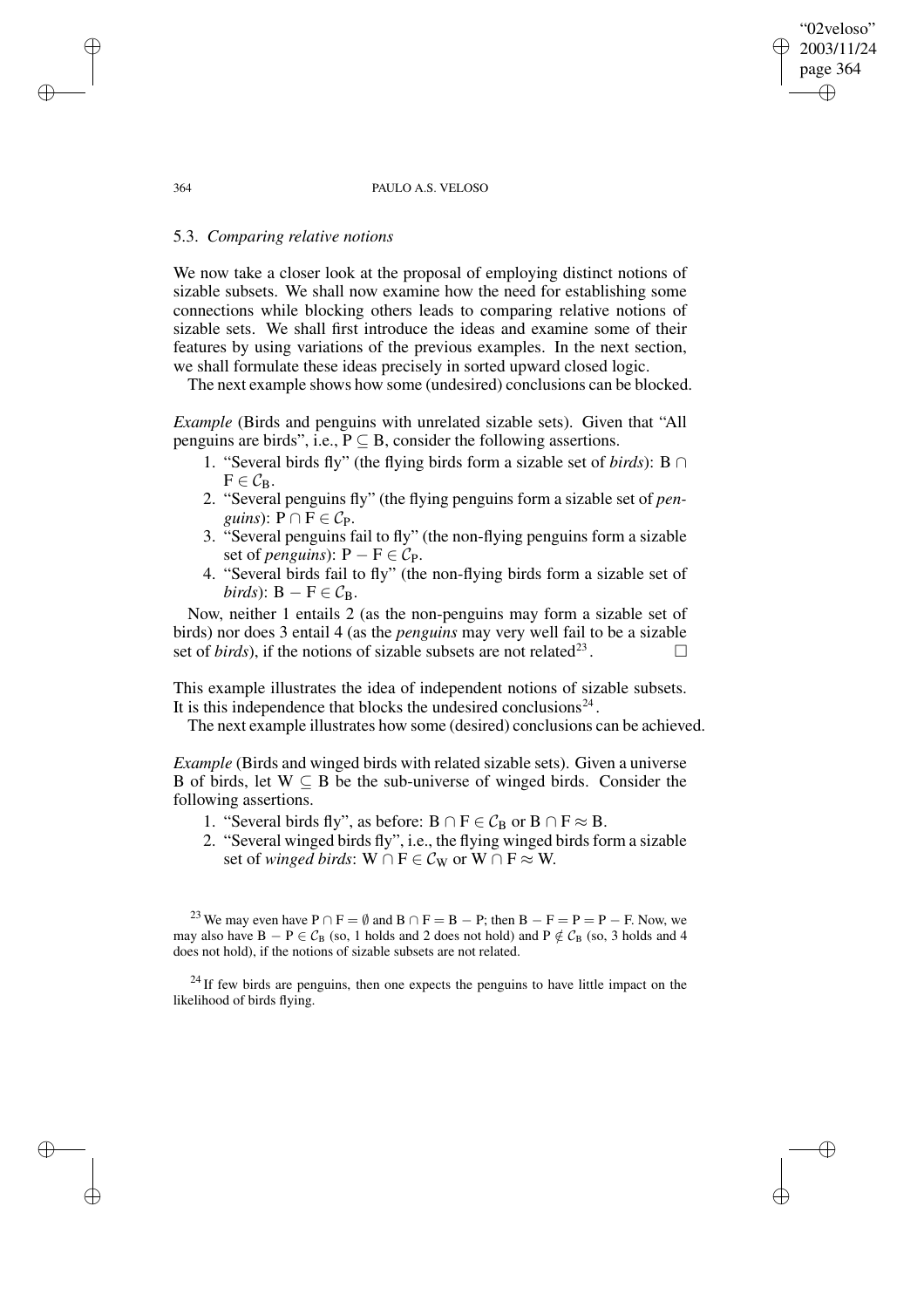### 5.3. *Comparing relative notions*

We now take a closer look at the proposal of employing distinct notions of sizable subsets. We shall now examine how the need for establishing some connections while blocking others leads to comparing relative notions of sizable sets. We shall first introduce the ideas and examine some of their features by using variations of the previous examples. In the next section, we shall formulate these ideas precisely in sorted upward closed logic.

The next example shows how some (undesired) conclusions can be blocked.

*Example* (Birds and penguins with unrelated sizable sets). Given that "All penguins are birds", i.e., $P \subseteq B$, consider the following assertions.

1. "Several birds fly" (the flying birds form a sizable set of *birds*): $B \cap F \in \mathcal{C}_B$.
2. "Several penguins fly" (the flying penguins form a sizable set of *penguins*): $P \cap F \in \mathcal{C}_P$.
3. "Several penguins fail to fly" (the non-flying penguins form a sizable set of *penguins*): $P - F \in \mathcal{C}_P$.
4. "Several birds fail to fly" (the non-flying birds form a sizable set of *birds*): $B - F \in \mathcal{C}_B$.

Now, neither 1 entails 2 (as the non-penguins may form a sizable set of birds) nor does 3 entail 4 (as the *penguins* may very well fail to be a sizable set of *birds*), if the notions of sizable subsets are not related[23]. □

This example illustrates the idea of independent notions of sizable subsets. It is this independence that blocks the undesired conclusions[24].

The next example illustrates how some (desired) conclusions can be achieved.

*Example* (Birds and winged birds with related sizable sets). Given a universe B of birds, let $W \subseteq B$ be the sub-universe of winged birds. Consider the following assertions.

1. "Several birds fly", as before: $B \cap F \in \mathcal{C}_B$ or $B \cap F \approx B$.
2. "Several winged birds fly", i.e., the flying winged birds form a sizable set of *winged birds*: $W \cap F \in \mathcal{C}_W$ or $W \cap F \approx W$.

[23] We may even have $P \cap F = \emptyset$ and $B \cap F = B - P$; then $B - F = P = P - F$. Now, we may also have $B - P \in \mathcal{C}_B$ (so, 1 holds and 2 does not hold) and $P \notin \mathcal{C}_B$ (so, 3 holds and 4 does not hold), if the notions of sizable subsets are not related.

[24] If few birds are penguins, then one expects the penguins to have little impact on the likelihood of birds flying.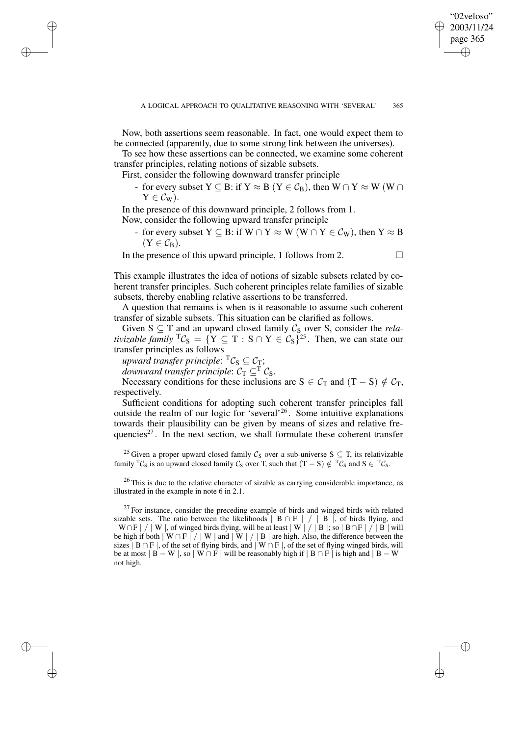Now, both assertions seem reasonable. In fact, one would expect them to be connected (apparently, due to some strong link between the universes).

To see how these assertions can be connected, we examine some coherent transfer principles, relating notions of sizable subsets.

First, consider the following downward transfer principle

- for every subset $Y \subseteq B$: if $Y \approx B$ ($Y \in \mathcal{C}_B$), then $W \cap Y \approx W$ ($W \cap Y \in \mathcal{C}_W$).

In the presence of this downward principle, 2 follows from 1.

Now, consider the following upward transfer principle

- for every subset $Y \subseteq B$: if $W \cap Y \approx W$ ($W \cap Y \in \mathcal{C}_W$), then $Y \approx B$ ($Y \in \mathcal{C}_B$).

In the presence of this upward principle, 1 follows from 2. □

This example illustrates the idea of notions of sizable subsets related by coherent transfer principles. Such coherent principles relate families of sizable subsets, thereby enabling relative assertions to be transferred.

A question that remains is when is it reasonable to assume such coherent transfer of sizable subsets. This situation can be clarified as follows.

Given $S \subseteq T$ and an upward closed family $\mathcal{C}_S$ over S, consider the *relativizable family* ${}^T\mathcal{C}_S = \{Y \subseteq T : S \cap Y \in \mathcal{C}_S\}$[25]. Then, we can state our transfer principles as follows

*upward transfer principle*: ${}^T\mathcal{C}_S \subseteq \mathcal{C}_T$;

*downward transfer principle*: $\mathcal{C}_T \subseteq^T \mathcal{C}_S$.

Necessary conditions for these inclusions are $S \in \mathcal{C}_T$ and $(T - S) \notin \mathcal{C}_T$, respectively.

Sufficient conditions for adopting such coherent transfer principles fall outside the realm of our logic for 'several'[26]. Some intuitive explanations towards their plausibility can be given by means of sizes and relative frequencies[27]. In the next section, we shall formulate these coherent transfer

[25] Given a proper upward closed family $\mathcal{C}_S$ over a sub-universe $S \subseteq T$, its relativizable family ${}^T\mathcal{C}_S$ is an upward closed family $\mathcal{C}_S$ over T, such that $(T - S) \notin {}^T\mathcal{C}_S$ and $S \in {}^T\mathcal{C}_S$.

[26] This is due to the relative character of sizable as carrying considerable importance, as illustrated in the example in note 6 in 2.1.

[27] For instance, consider the preceding example of birds and winged birds with related sizable sets. The ratio between the likelihoods $| B \cap F | \,/\, | B |$, of birds flying, and $| W \cap F | \,/\, | W |$, of winged birds flying, will be at least $| W | \,/\, | B |$; so $| B \cap F | \,/\, | B |$ will be high if both $| W \cap F | \,/\, | W |$ and $| W | \,/\, | B |$ are high. Also, the difference between the sizes $| B \cap F |$, of the set of flying birds, and $| W \cap F |$, of the set of flying winged birds, will be at most $| B - W |$, so $| W \cap F |$ will be reasonably high if $| B \cap F |$ is high and $| B - W |$ not high.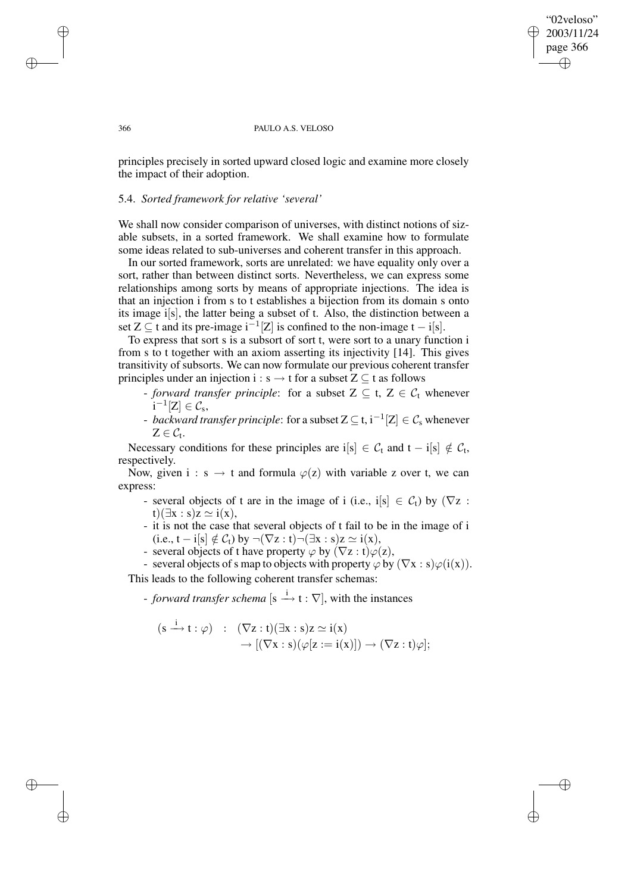principles precisely in sorted upward closed logic and examine more closely the impact of their adoption.

### 5.4. *Sorted framework for relative 'several'*

We shall now consider comparison of universes, with distinct notions of sizable subsets, in a sorted framework. We shall examine how to formulate some ideas related to sub-universes and coherent transfer in this approach.

In our sorted framework, sorts are unrelated: we have equality only over a sort, rather than between distinct sorts. Nevertheless, we can express some relationships among sorts by means of appropriate injections. The idea is that an injection i from s to t establishes a bijection from its domain s onto its image $i[s]$, the latter being a subset of t. Also, the distinction between a set $Z \subseteq t$ and its pre-image $i^{-1}[Z]$ is confined to the non-image $t - i[s]$.

To express that sort s is a subsort of sort t, were sort to a unary function i from s to t together with an axiom asserting its injectivity [14]. This gives transitivity of subsorts. We can now formulate our previous coherent transfer principles under an injection $i : s \to t$ for a subset $Z \subseteq t$ as follows

- *forward transfer principle*: for a subset $Z \subseteq t$, $Z \in \mathcal{C}_t$ whenever $i^{-1}[Z] \in \mathcal{C}_s$,
- *backward transfer principle*: for a subset $Z \subseteq t$, $i^{-1}[Z] \in \mathcal{C}_s$ whenever $Z \in \mathcal{C}_t$.

Necessary conditions for these principles are $i[s] \in \mathcal{C}_t$ and $t - i[s] \notin \mathcal{C}_t$, respectively.

Now, given $i : s \to t$ and formula $\varphi(z)$ with variable z over t, we can express:

- several objects of t are in the image of i (i.e., $i[s] \in \mathcal{C}_t$) by $(\nabla z : t)(\exists x : s)z \simeq i(x)$,
- it is not the case that several objects of t fail to be in the image of i (i.e., $t - i[s] \notin \mathcal{C}_t$) by $\neg(\nabla z : t)\neg(\exists x : s)z \simeq i(x)$,
- several objects of t have property $\varphi$ by $(\nabla z : t)\varphi(z)$,
- several objects of s map to objects with property $\varphi$ by $(\nabla x : s)\varphi(i(x))$.

This leads to the following coherent transfer schemas:

- *forward transfer schema* $[s \xrightarrow{i} t : \nabla]$, with the instances

$$(s \xrightarrow{i} t : \varphi) \quad : \quad (\nabla z : t)(\exists x : s)z \simeq i(x) \\ \to [(\nabla x : s)(\varphi[z := i(x)]) \to (\nabla z : t)\varphi];$$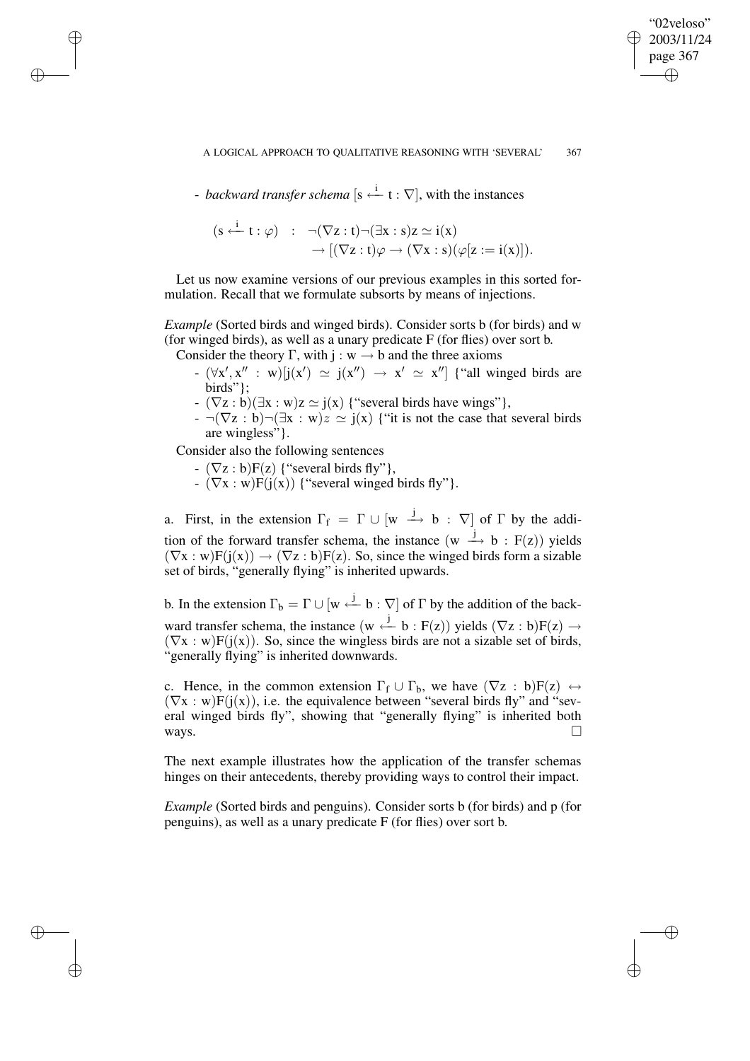- *backward transfer schema* $[\mathrm{s} \xleftarrow{\mathrm{i}} \mathrm{t} : \nabla]$, with the instances

$$(\mathrm{s} \xleftarrow{\mathrm{i}} \mathrm{t} : \varphi) \quad : \quad \neg(\nabla \mathrm{z} : \mathrm{t})\neg(\exists \mathrm{x} : \mathrm{s})\mathrm{z} \simeq \mathrm{i}(\mathrm{x}) \\ \rightarrow [(\nabla \mathrm{z} : \mathrm{t})\varphi \rightarrow (\nabla \mathrm{x} : \mathrm{s})(\varphi[\mathrm{z} := \mathrm{i}(\mathrm{x})]).$$

Let us now examine versions of our previous examples in this sorted formulation. Recall that we formulate subsorts by means of injections.

*Example* (Sorted birds and winged birds). Consider sorts b (for birds) and w (for winged birds), as well as a unary predicate F (for flies) over sort b.

Consider the theory $\Gamma$, with $\mathrm{j} : \mathrm{w} \rightarrow \mathrm{b}$ and the three axioms

- $(\forall \mathrm{x}', \mathrm{x}'' : \mathrm{w})[\mathrm{j}(\mathrm{x}') \simeq \mathrm{j}(\mathrm{x}'') \rightarrow \mathrm{x}' \simeq \mathrm{x}'']$ {"all winged birds are birds"};
- $(\nabla \mathrm{z} : \mathrm{b})(\exists \mathrm{x} : \mathrm{w})\mathrm{z} \simeq \mathrm{j}(\mathrm{x})$ {"several birds have wings"},
- $\neg(\nabla \mathrm{z} : \mathrm{b})\neg(\exists \mathrm{x} : \mathrm{w})z \simeq \mathrm{j}(\mathrm{x})$ {"it is not the case that several birds are wingless"}.

Consider also the following sentences

- $(\nabla \mathrm{z} : \mathrm{b})\mathrm{F}(\mathrm{z})$ {"several birds fly"},
- $(\nabla \mathrm{x} : \mathrm{w})\mathrm{F}(\mathrm{j}(\mathrm{x}))$ {"several winged birds fly"}.

a. First, in the extension $\Gamma_{\mathrm{f}} = \Gamma \cup [\mathrm{w} \xrightarrow{\mathrm{j}} \mathrm{b} : \nabla]$ of $\Gamma$ by the addition of the forward transfer schema, the instance $(\mathrm{w} \xrightarrow{\mathrm{j}} \mathrm{b} : \mathrm{F}(\mathrm{z}))$ yields $(\nabla \mathrm{x} : \mathrm{w})\mathrm{F}(\mathrm{j}(\mathrm{x})) \rightarrow (\nabla \mathrm{z} : \mathrm{b})\mathrm{F}(\mathrm{z})$. So, since the winged birds form a sizable set of birds, "generally flying" is inherited upwards.

b. In the extension $\Gamma_{\mathrm{b}} = \Gamma \cup [\mathrm{w} \xleftarrow{\mathrm{j}} \mathrm{b} : \nabla]$ of $\Gamma$ by the addition of the backward transfer schema, the instance $(\mathrm{w} \xleftarrow{\mathrm{j}} \mathrm{b} : \mathrm{F}(\mathrm{z}))$ yields $(\nabla \mathrm{z} : \mathrm{b})\mathrm{F}(\mathrm{z}) \rightarrow (\nabla \mathrm{x} : \mathrm{w})\mathrm{F}(\mathrm{j}(\mathrm{x}))$. So, since the wingless birds are not a sizable set of birds, "generally flying" is inherited downwards.

c. Hence, in the common extension $\Gamma_{\mathrm{f}} \cup \Gamma_{\mathrm{b}}$, we have $(\nabla \mathrm{z} : \mathrm{b})\mathrm{F}(\mathrm{z}) \leftrightarrow (\nabla \mathrm{x} : \mathrm{w})\mathrm{F}(\mathrm{j}(\mathrm{x}))$, i.e. the equivalence between "several birds fly" and "several winged birds fly", showing that "generally flying" is inherited both ways. □

The next example illustrates how the application of the transfer schemas hinges on their antecedents, thereby providing ways to control their impact.

*Example* (Sorted birds and penguins). Consider sorts b (for birds) and p (for penguins), as well as a unary predicate F (for flies) over sort b.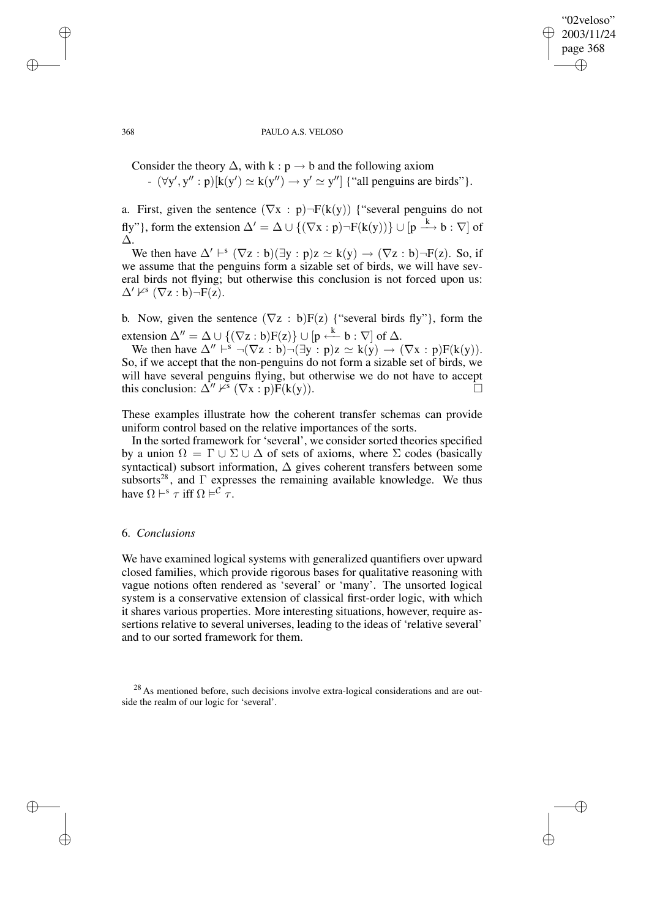Consider the theory $\Delta$, with $k : p \to b$ and the following axiom

- $(\forall y', y'' : p)[k(y') \simeq k(y'') \to y' \simeq y'']$ {"all penguins are birds"}.

a. First, given the sentence $(\nabla x : p)\neg F(k(y))$ {"several penguins do not fly"}, form the extension $\Delta' = \Delta \cup \{(\nabla x : p)\neg F(k(y))\} \cup [p \xrightarrow{k} b : \nabla]$ of $\Delta$.

We then have $\Delta' \vdash^s (\nabla z : b)(\exists y : p)z \simeq k(y) \to (\nabla z : b)\neg F(z)$. So, if we assume that the penguins form a sizable set of birds, we will have several birds not flying; but otherwise this conclusion is not forced upon us: $\Delta' \nvdash^s (\nabla z : b)\neg F(z)$.

b. Now, given the sentence $(\nabla z : b)F(z)$ {"several birds fly"}, form the extension $\Delta'' = \Delta \cup \{(\nabla z : b)F(z)\} \cup [p \xleftarrow{k} b : \nabla]$ of $\Delta$.

We then have $\Delta'' \vdash^s \neg(\nabla z : b)\neg(\exists y : p)z \simeq k(y) \to (\nabla x : p)F(k(y))$. So, if we accept that the non-penguins do not form a sizable set of birds, we will have several penguins flying, but otherwise we do not have to accept this conclusion: $\Delta'' \nvdash^s (\nabla x : p)F(k(y))$. □

These examples illustrate how the coherent transfer schemas can provide uniform control based on the relative importances of the sorts.

In the sorted framework for 'several', we consider sorted theories specified by a union $\Omega = \Gamma \cup \Sigma \cup \Delta$ of sets of axioms, where $\Sigma$ codes (basically syntactical) subsort information, $\Delta$ gives coherent transfers between some subsorts[28], and $\Gamma$ expresses the remaining available knowledge. We thus have $\Omega \vdash^s \tau$ iff $\Omega \vDash^{\mathcal{C}} \tau$.

## 6. *Conclusions*

We have examined logical systems with generalized quantifiers over upward closed families, which provide rigorous bases for qualitative reasoning with vague notions often rendered as 'several' or 'many'. The unsorted logical system is a conservative extension of classical first-order logic, with which it shares various properties. More interesting situations, however, require assertions relative to several universes, leading to the ideas of 'relative several' and to our sorted framework for them.

[28] As mentioned before, such decisions involve extra-logical considerations and are outside the realm of our logic for 'several'.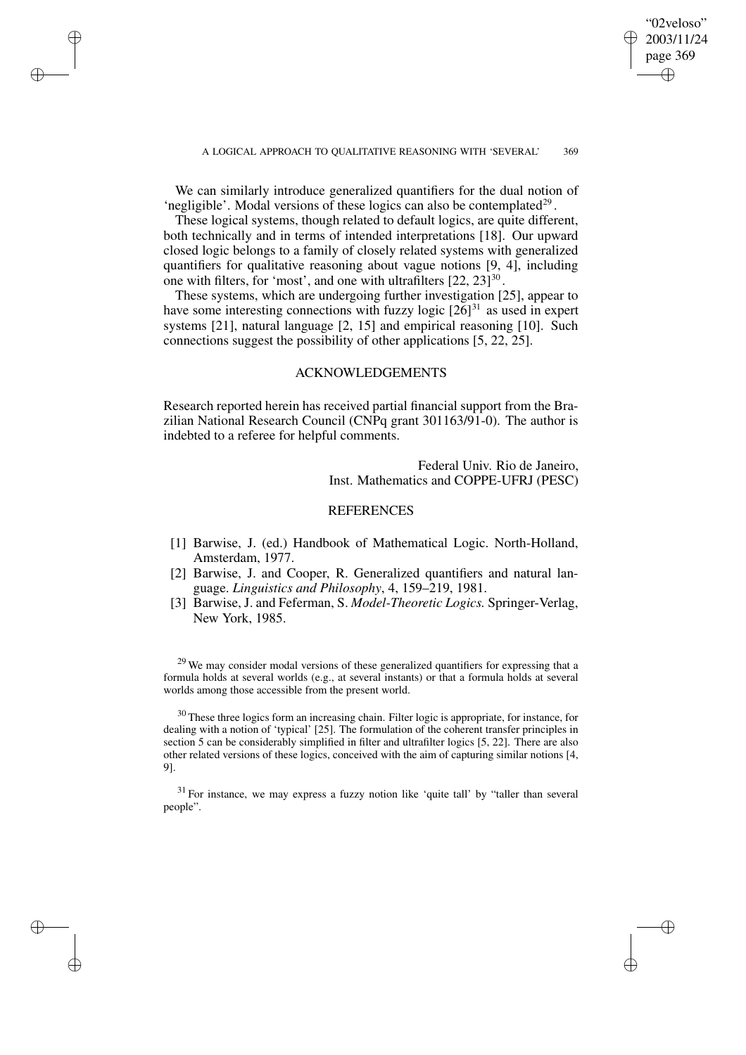We can similarly introduce generalized quantifiers for the dual notion of 'negligible'. Modal versions of these logics can also be contemplated[29].

These logical systems, though related to default logics, are quite different, both technically and in terms of intended interpretations [18]. Our upward closed logic belongs to a family of closely related systems with generalized quantifiers for qualitative reasoning about vague notions [9, 4], including one with filters, for 'most', and one with ultrafilters [22, 23][30].

These systems, which are undergoing further investigation [25], appear to have some interesting connections with fuzzy logic [26][31] as used in expert systems [21], natural language [2, 15] and empirical reasoning [10]. Such connections suggest the possibility of other applications [5, 22, 25].

## ACKNOWLEDGEMENTS

Research reported herein has received partial financial support from the Brazilian National Research Council (CNPq grant 301163/91-0). The author is indebted to a referee for helpful comments.

Federal Univ. Rio de Janeiro,
Inst. Mathematics and COPPE-UFRJ (PESC)

## REFERENCES

[1] Barwise, J. (ed.) Handbook of Mathematical Logic. North-Holland, Amsterdam, 1977.

[2] Barwise, J. and Cooper, R. Generalized quantifiers and natural language. *Linguistics and Philosophy*, 4, 159–219, 1981.

[3] Barwise, J. and Feferman, S. *Model-Theoretic Logics.* Springer-Verlag, New York, 1985.

---

[29] We may consider modal versions of these generalized quantifiers for expressing that a formula holds at several worlds (e.g., at several instants) or that a formula holds at several worlds among those accessible from the present world.

[30] These three logics form an increasing chain. Filter logic is appropriate, for instance, for dealing with a notion of 'typical' [25]. The formulation of the coherent transfer principles in section 5 can be considerably simplified in filter and ultrafilter logics [5, 22]. There are also other related versions of these logics, conceived with the aim of capturing similar notions [4, 9].

[31] For instance, we may express a fuzzy notion like 'quite tall' by "taller than several people".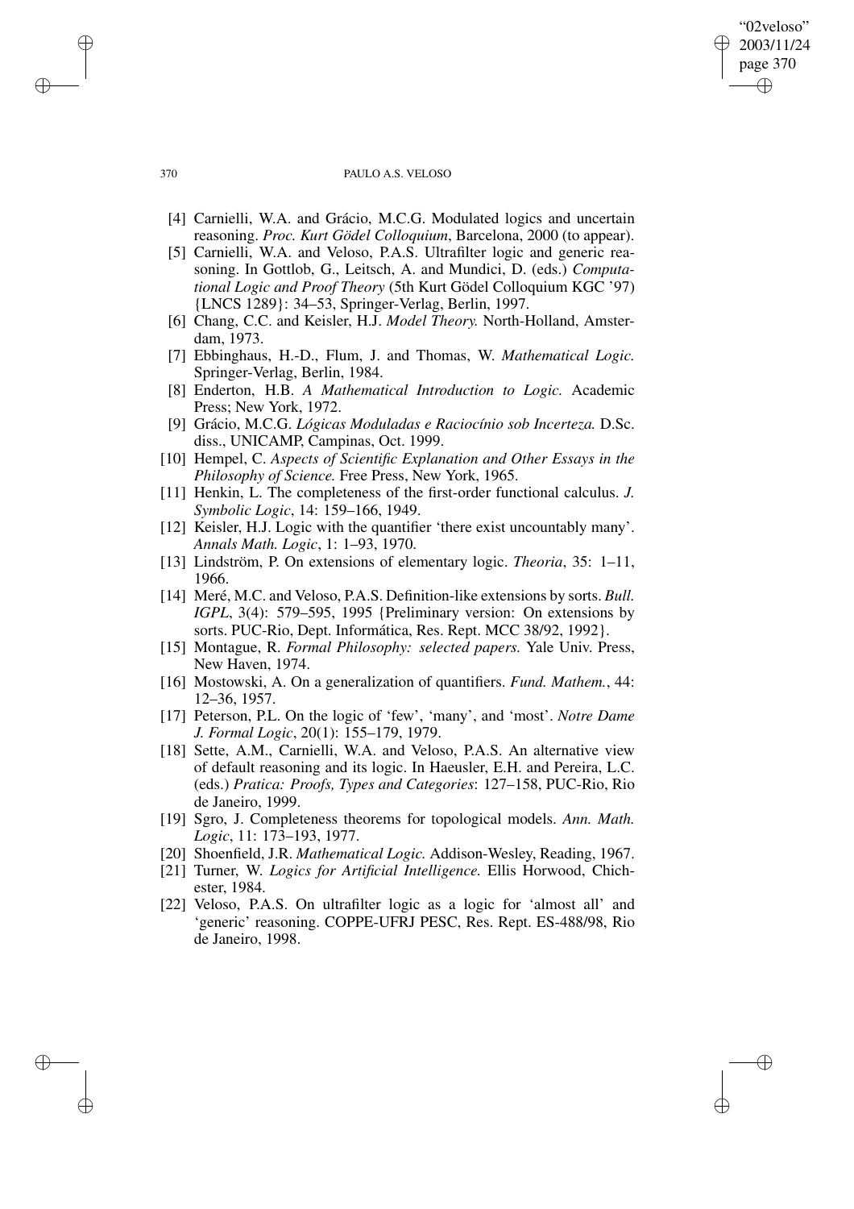[4] Carnielli, W.A. and Grácio, M.C.G. Modulated logics and uncertain reasoning. *Proc. Kurt Gödel Colloquium*, Barcelona, 2000 (to appear).

[5] Carnielli, W.A. and Veloso, P.A.S. Ultrafilter logic and generic reasoning. In Gottlob, G., Leitsch, A. and Mundici, D. (eds.) *Computational Logic and Proof Theory* (5th Kurt Gödel Colloquium KGC '97) {LNCS 1289}: 34–53, Springer-Verlag, Berlin, 1997.

[6] Chang, C.C. and Keisler, H.J. *Model Theory.* North-Holland, Amsterdam, 1973.

[7] Ebbinghaus, H.-D., Flum, J. and Thomas, W. *Mathematical Logic.* Springer-Verlag, Berlin, 1984.

[8] Enderton, H.B. *A Mathematical Introduction to Logic.* Academic Press; New York, 1972.

[9] Grácio, M.C.G. *Lógicas Moduladas e Raciocínio sob Incerteza.* D.Sc. diss., UNICAMP, Campinas, Oct. 1999.

[10] Hempel, C. *Aspects of Scientific Explanation and Other Essays in the Philosophy of Science.* Free Press, New York, 1965.

[11] Henkin, L. The completeness of the first-order functional calculus. *J. Symbolic Logic*, 14: 159–166, 1949.

[12] Keisler, H.J. Logic with the quantifier 'there exist uncountably many'. *Annals Math. Logic*, 1: 1–93, 1970.

[13] Lindström, P. On extensions of elementary logic. *Theoria*, 35: 1–11, 1966.

[14] Meré, M.C. and Veloso, P.A.S. Definition-like extensions by sorts. *Bull. IGPL*, 3(4): 579–595, 1995 {Preliminary version: On extensions by sorts. PUC-Rio, Dept. Informática, Res. Rept. MCC 38/92, 1992}.

[15] Montague, R. *Formal Philosophy: selected papers.* Yale Univ. Press, New Haven, 1974.

[16] Mostowski, A. On a generalization of quantifiers. *Fund. Mathem.*, 44: 12–36, 1957.

[17] Peterson, P.L. On the logic of 'few', 'many', and 'most'. *Notre Dame J. Formal Logic*, 20(1): 155–179, 1979.

[18] Sette, A.M., Carnielli, W.A. and Veloso, P.A.S. An alternative view of default reasoning and its logic. In Haeusler, E.H. and Pereira, L.C. (eds.) *Pratica: Proofs, Types and Categories*: 127–158, PUC-Rio, Rio de Janeiro, 1999.

[19] Sgro, J. Completeness theorems for topological models. *Ann. Math. Logic*, 11: 173–193, 1977.

[20] Shoenfield, J.R. *Mathematical Logic.* Addison-Wesley, Reading, 1967.

[21] Turner, W. *Logics for Artificial Intelligence.* Ellis Horwood, Chichester, 1984.

[22] Veloso, P.A.S. On ultrafilter logic as a logic for 'almost all' and 'generic' reasoning. COPPE-UFRJ PESC, Res. Rept. ES-488/98, Rio de Janeiro, 1998.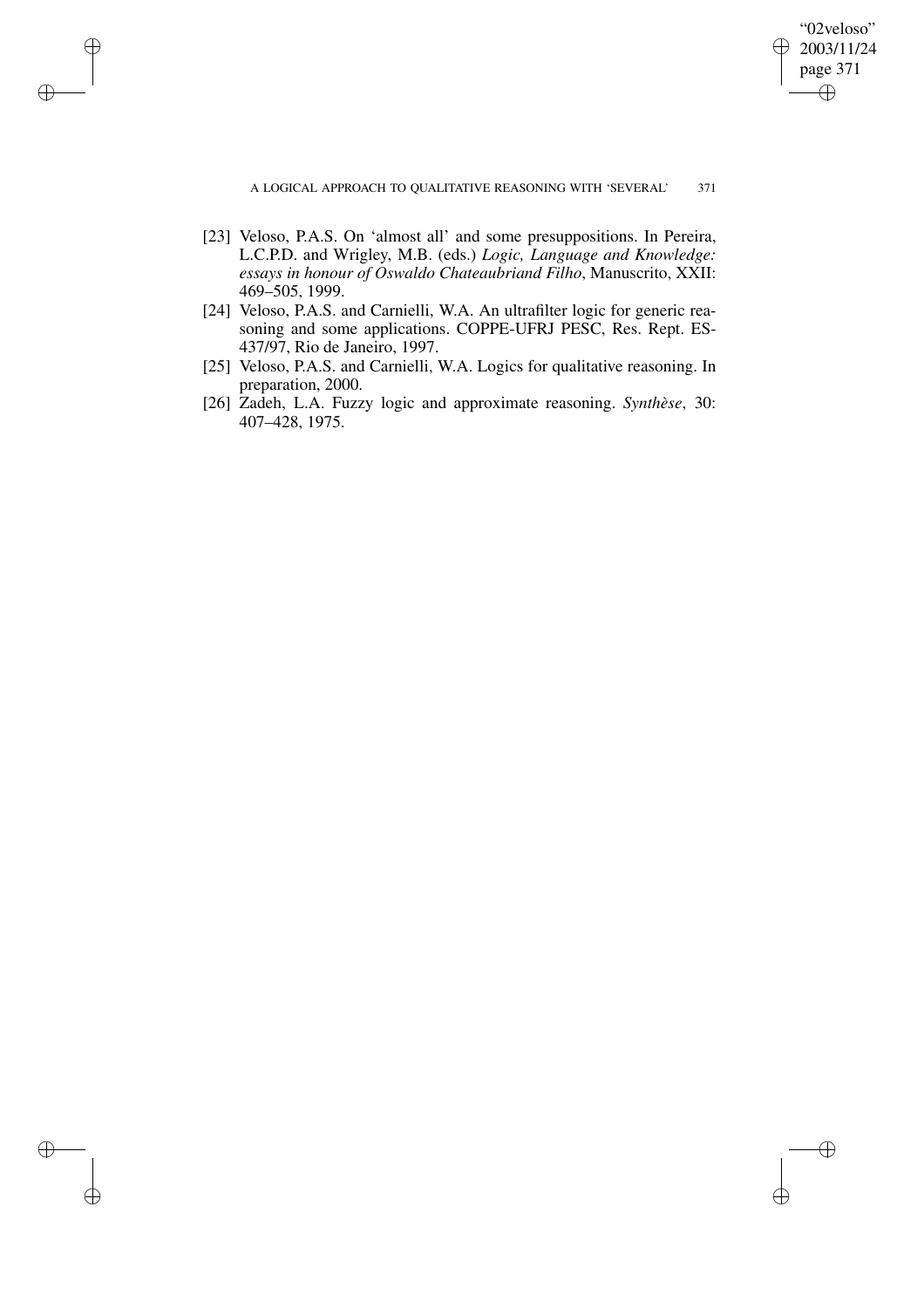[23] Veloso, P.A.S. On 'almost all' and some presuppositions. In Pereira, L.C.P.D. and Wrigley, M.B. (eds.) *Logic, Language and Knowledge: essays in honour of Oswaldo Chateaubriand Filho*, Manuscrito, XXII: 469–505, 1999.

[24] Veloso, P.A.S. and Carnielli, W.A. An ultrafilter logic for generic reasoning and some applications. COPPE-UFRJ PESC, Res. Rept. ES-437/97, Rio de Janeiro, 1997.

[25] Veloso, P.A.S. and Carnielli, W.A. Logics for qualitative reasoning. In preparation, 2000.

[26] Zadeh, L.A. Fuzzy logic and approximate reasoning. *Synthèse*, 30: 407–428, 1975.